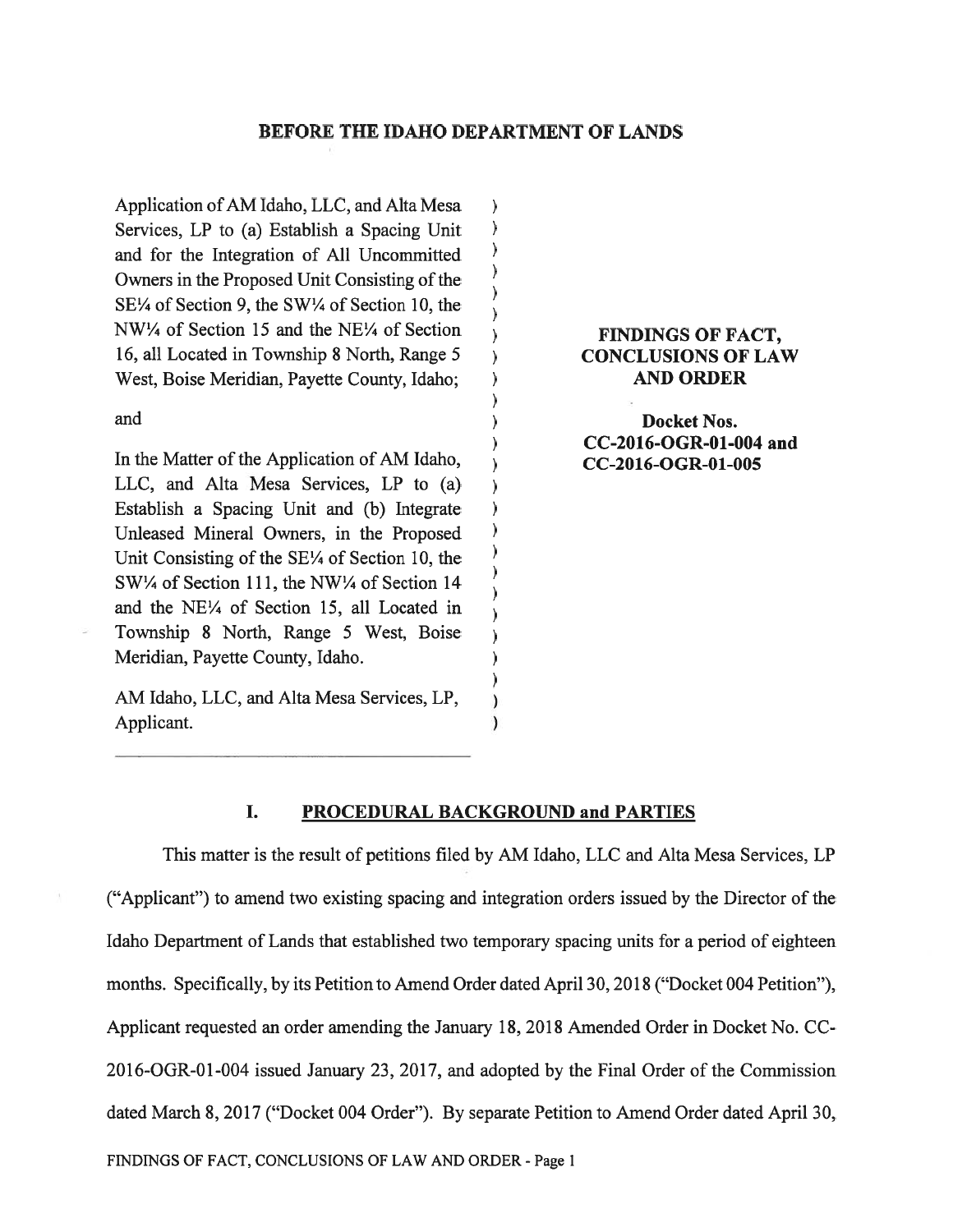# BEFORE THE IDAHO DEPARTMENT OF LANDS

Application of AM Idaho, LLC, and Alta Mesa Services, LP to (a) Establish a Spacing Unit and for the Integration of All Uncommitted Owners in the Proposed Unit Consisting of the SE¼ of Section 9, the SW¼ of Section 10, the NW¼ of Section 15 and the NE¼ of Section 16, all Located in Township 8 North, Range 5 West, Boise Meridian, Payette County, Idaho;

and

In the Matter of the Application of AM Idaho, LLC, and Alta Mesa Services, LP to (a) Establish a Spacing Unit and (b) Integrate Unleased Mineral Owners, in the Proposed Unit Consisting of the SE¼ of Section 10, the SW¼ of Section 111, the NW¼ of Section 14 and the NE¼ of Section 15, all Located in Township 8 North, Range 5 West, Boise Meridian, Payette County, Idaho.

AM Idaho, LLC, and Alta Mesa Services, LP, Applicant.

**FINDINGS OF FACT, CONCLUSIONS OF LAW AND ORDER**

**Docket Nos. CC-2016-OGR-01-004 and CC-2016-OGR-01-005**

## I. PROCEDURAL BACKGROUND and PARTIES

This matter is the result of petitions filed by AM Idaho, LLC and Alta Mesa Services, LP ("Applicant") to amend two existing spacing and integration orders issued by the Director of the Idaho Department of Lands that established two temporary spacing units for a period of eighteen months. Specifically, by its Petition to Amend Order dated April 30, 2018 ("Docket 004 Petition"), Applicant requested an order amending the January 18, 2018 Amended Order in Docket No. CC-2016-OGR-01-004 issued January 23, 2017, and adopted by the Final Order of the Commission dated March 8, 2017 ("Docket 004 Order"). By separate Petition to Amend Order dated April 30,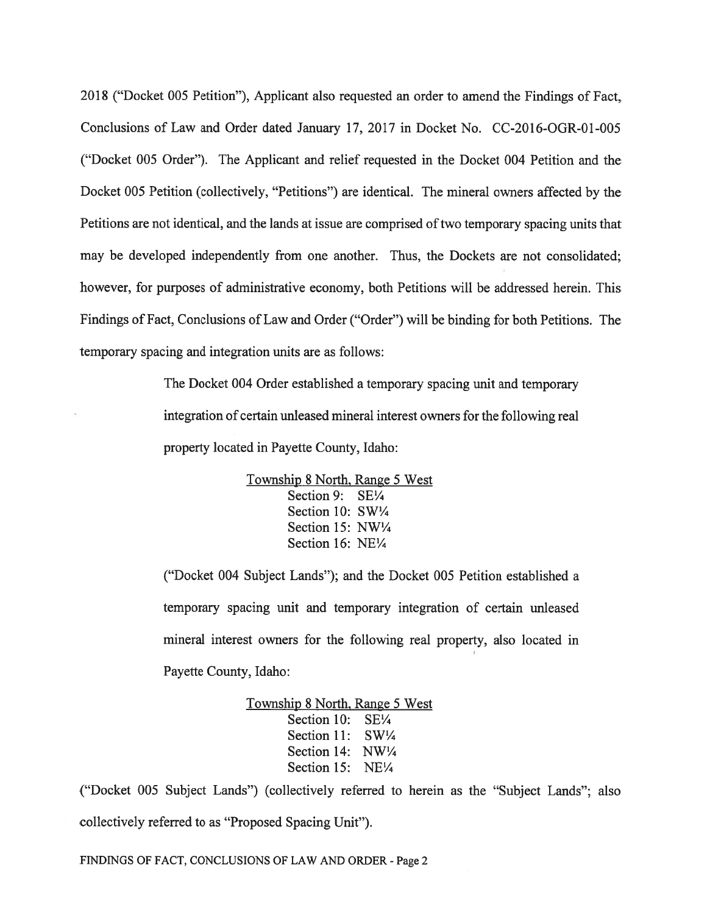2018 ("Docket 005 Petition"), Applicant also requested an order to amend the Findings of Fact, Conclusions of Law and Order dated January 17, 2017 in Docket No. CC-2016-OGR-01-005 ("Docket 005 Order"). The Applicant and relief requested in the Docket 004 Petition and the Docket 005 Petition (collectively, "Petitions") are identical. The mineral owners affected by the Petitions are not identical, and the lands at issue are comprised of two temporary spacing units that may be developed independently from one another. Thus, the Dockets are not consolidated; however, for purposes of administrative economy, both Petitions will be addressed herein. This Findings of Fact, Conclusions of Law and Order ("Order") will be binding for both Petitions. The temporary spacing and integration units are as follows:

> The Docket 004 Order established a temporary spacing unit and temporary integration of certain unleased mineral interest owners for the following real property located in Payette County, Idaho:
>
> Township 8 North, Range 5 West
> Section 9: SE¼
> Section 10: SW¼
> Section 15: NW¼
> Section 16: NE¼
>
> ("Docket 004 Subject Lands"); and the Docket 005 Petition established a temporary spacing unit and temporary integration of certain unleased mineral interest owners for the following real property, also located in Payette County, Idaho:
>
> Township 8 North, Range 5 West
> Section 10: SE¼
> Section 11: SW¼
> Section 14: NW¼
> Section 15: NE¼

("Docket 005 Subject Lands") (collectively referred to herein as the "Subject Lands"; also collectively referred to as "Proposed Spacing Unit").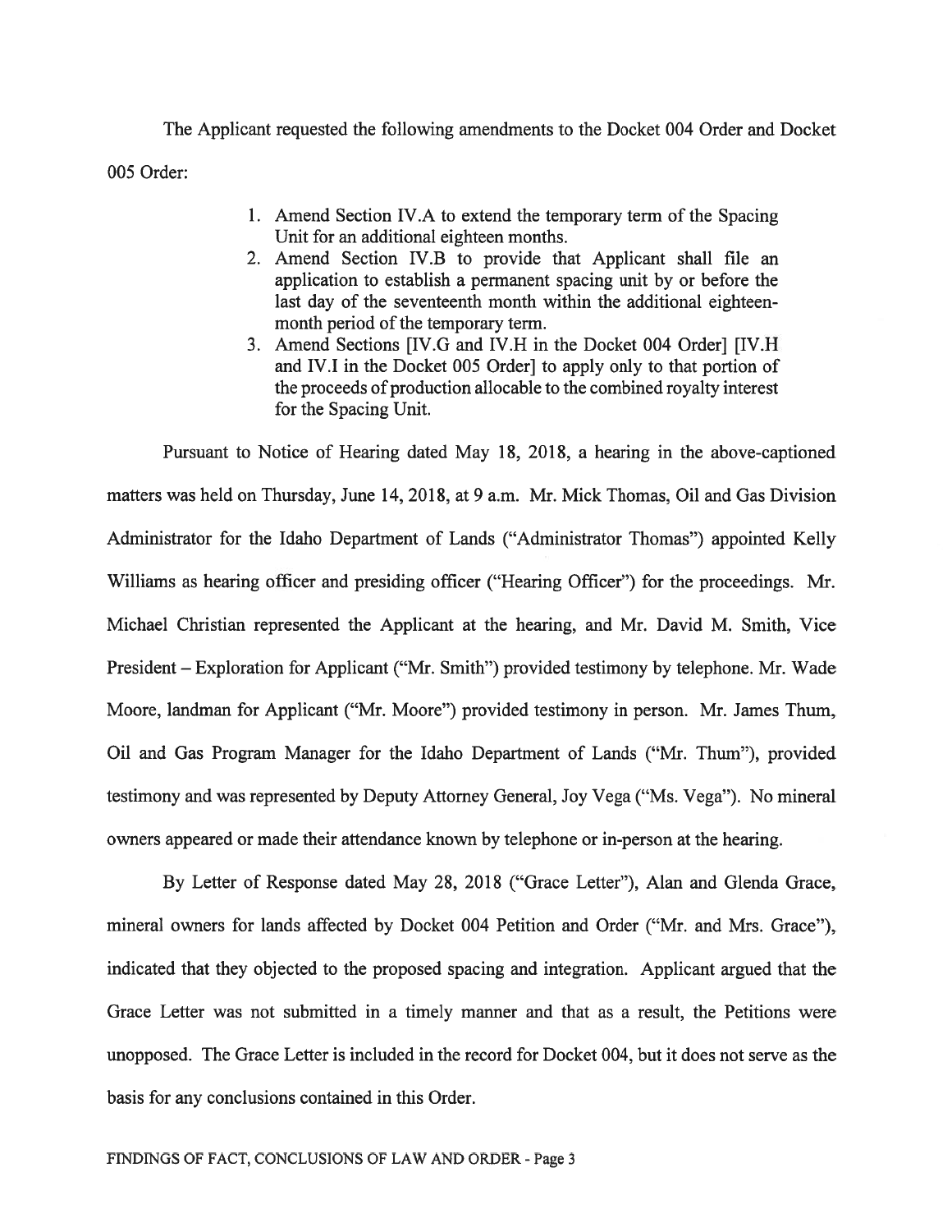The Applicant requested the following amendments to the Docket 004 Order and Docket 005 Order:

1. Amend Section IV.A to extend the temporary term of the Spacing Unit for an additional eighteen months.
2. Amend Section IV.B to provide that Applicant shall file an application to establish a permanent spacing unit by or before the last day of the seventeenth month within the additional eighteen-month period of the temporary term.
3. Amend Sections [IV.G and IV.H in the Docket 004 Order] [IV.H and IV.I in the Docket 005 Order] to apply only to that portion of the proceeds of production allocable to the combined royalty interest for the Spacing Unit.

Pursuant to Notice of Hearing dated May 18, 2018, a hearing in the above-captioned matters was held on Thursday, June 14, 2018, at 9 a.m. Mr. Mick Thomas, Oil and Gas Division Administrator for the Idaho Department of Lands ("Administrator Thomas") appointed Kelly Williams as hearing officer and presiding officer ("Hearing Officer") for the proceedings. Mr. Michael Christian represented the Applicant at the hearing, and Mr. David M. Smith, Vice President – Exploration for Applicant ("Mr. Smith") provided testimony by telephone. Mr. Wade Moore, landman for Applicant ("Mr. Moore") provided testimony in person. Mr. James Thum, Oil and Gas Program Manager for the Idaho Department of Lands ("Mr. Thum"), provided testimony and was represented by Deputy Attorney General, Joy Vega ("Ms. Vega"). No mineral owners appeared or made their attendance known by telephone or in-person at the hearing.

By Letter of Response dated May 28, 2018 ("Grace Letter"), Alan and Glenda Grace, mineral owners for lands affected by Docket 004 Petition and Order ("Mr. and Mrs. Grace"), indicated that they objected to the proposed spacing and integration. Applicant argued that the Grace Letter was not submitted in a timely manner and that as a result, the Petitions were unopposed. The Grace Letter is included in the record for Docket 004, but it does not serve as the basis for any conclusions contained in this Order.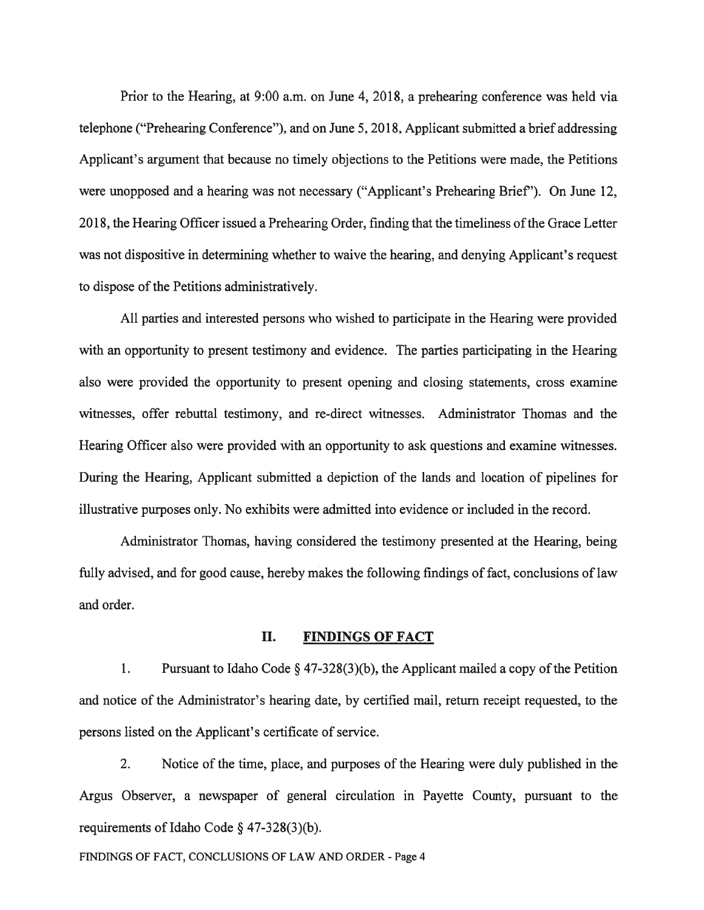Prior to the Hearing, at 9:00 a.m. on June 4, 2018, a prehearing conference was held via telephone ("Prehearing Conference"), and on June 5, 2018, Applicant submitted a brief addressing Applicant's argument that because no timely objections to the Petitions were made, the Petitions were unopposed and a hearing was not necessary ("Applicant's Prehearing Brief"). On June 12, 2018, the Hearing Officer issued a Prehearing Order, finding that the timeliness of the Grace Letter was not dispositive in determining whether to waive the hearing, and denying Applicant's request to dispose of the Petitions administratively.

All parties and interested persons who wished to participate in the Hearing were provided with an opportunity to present testimony and evidence. The parties participating in the Hearing also were provided the opportunity to present opening and closing statements, cross examine witnesses, offer rebuttal testimony, and re-direct witnesses. Administrator Thomas and the Hearing Officer also were provided with an opportunity to ask questions and examine witnesses. During the Hearing, Applicant submitted a depiction of the lands and location of pipelines for illustrative purposes only. No exhibits were admitted into evidence or included in the record.

Administrator Thomas, having considered the testimony presented at the Hearing, being fully advised, and for good cause, hereby makes the following findings of fact, conclusions of law and order.

## II. FINDINGS OF FACT

1. Pursuant to Idaho Code § 47-328(3)(b), the Applicant mailed a copy of the Petition and notice of the Administrator's hearing date, by certified mail, return receipt requested, to the persons listed on the Applicant's certificate of service.

2. Notice of the time, place, and purposes of the Hearing were duly published in the Argus Observer, a newspaper of general circulation in Payette County, pursuant to the requirements of Idaho Code § 47-328(3)(b).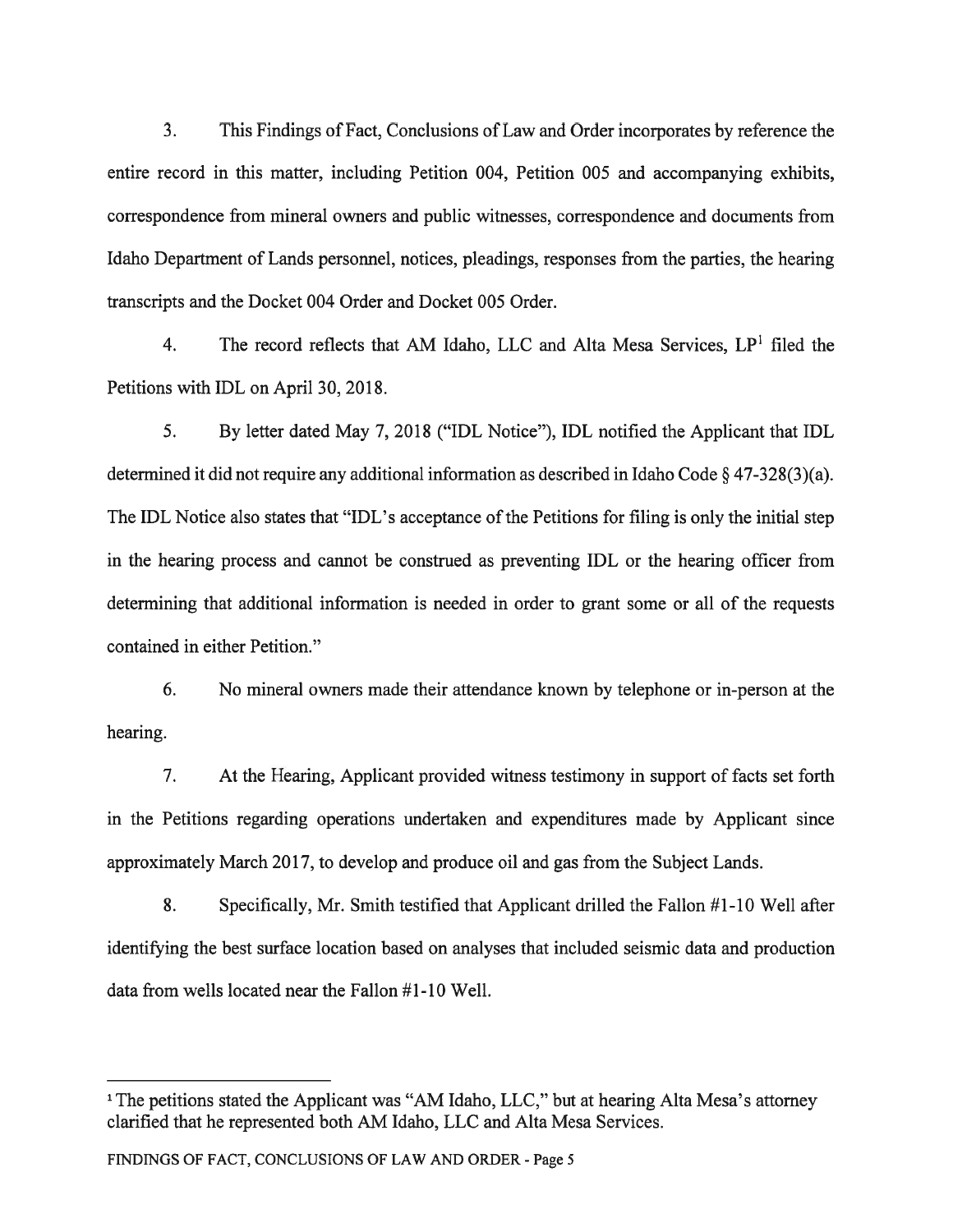3. This Findings of Fact, Conclusions of Law and Order incorporates by reference the entire record in this matter, including Petition 004, Petition 005 and accompanying exhibits, correspondence from mineral owners and public witnesses, correspondence and documents from Idaho Department of Lands personnel, notices, pleadings, responses from the parties, the hearing transcripts and the Docket 004 Order and Docket 005 Order.

4. The record reflects that AM Idaho, LLC and Alta Mesa Services, LP[1] filed the Petitions with IDL on April 30, 2018.

5. By letter dated May 7, 2018 ("IDL Notice"), IDL notified the Applicant that IDL determined it did not require any additional information as described in Idaho Code § 47-328(3)(a). The IDL Notice also states that "IDL's acceptance of the Petitions for filing is only the initial step in the hearing process and cannot be construed as preventing IDL or the hearing officer from determining that additional information is needed in order to grant some or all of the requests contained in either Petition."

6. No mineral owners made their attendance known by telephone or in-person at the hearing.

7. At the Hearing, Applicant provided witness testimony in support of facts set forth in the Petitions regarding operations undertaken and expenditures made by Applicant since approximately March 2017, to develop and produce oil and gas from the Subject Lands.

8. Specifically, Mr. Smith testified that Applicant drilled the Fallon #1-10 Well after identifying the best surface location based on analyses that included seismic data and production data from wells located near the Fallon #1-10 Well.

---

[1] The petitions stated the Applicant was "AM Idaho, LLC," but at hearing Alta Mesa's attorney clarified that he represented both AM Idaho, LLC and Alta Mesa Services.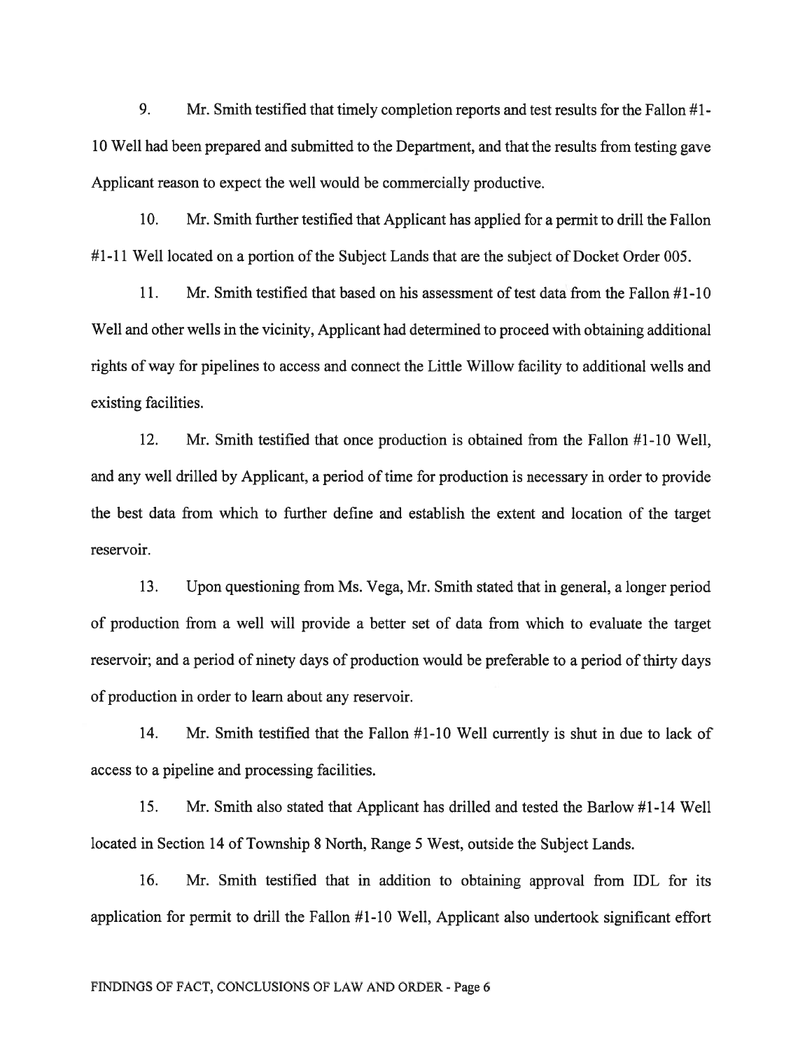9. Mr. Smith testified that timely completion reports and test results for the Fallon #1-10 Well had been prepared and submitted to the Department, and that the results from testing gave Applicant reason to expect the well would be commercially productive.

10. Mr. Smith further testified that Applicant has applied for a permit to drill the Fallon #1-11 Well located on a portion of the Subject Lands that are the subject of Docket Order 005.

11. Mr. Smith testified that based on his assessment of test data from the Fallon #1-10 Well and other wells in the vicinity, Applicant had determined to proceed with obtaining additional rights of way for pipelines to access and connect the Little Willow facility to additional wells and existing facilities.

12. Mr. Smith testified that once production is obtained from the Fallon #1-10 Well, and any well drilled by Applicant, a period of time for production is necessary in order to provide the best data from which to further define and establish the extent and location of the target reservoir.

13. Upon questioning from Ms. Vega, Mr. Smith stated that in general, a longer period of production from a well will provide a better set of data from which to evaluate the target reservoir; and a period of ninety days of production would be preferable to a period of thirty days of production in order to learn about any reservoir.

14. Mr. Smith testified that the Fallon #1-10 Well currently is shut in due to lack of access to a pipeline and processing facilities.

15. Mr. Smith also stated that Applicant has drilled and tested the Barlow #1-14 Well located in Section 14 of Township 8 North, Range 5 West, outside the Subject Lands.

16. Mr. Smith testified that in addition to obtaining approval from IDL for its application for permit to drill the Fallon #1-10 Well, Applicant also undertook significant effort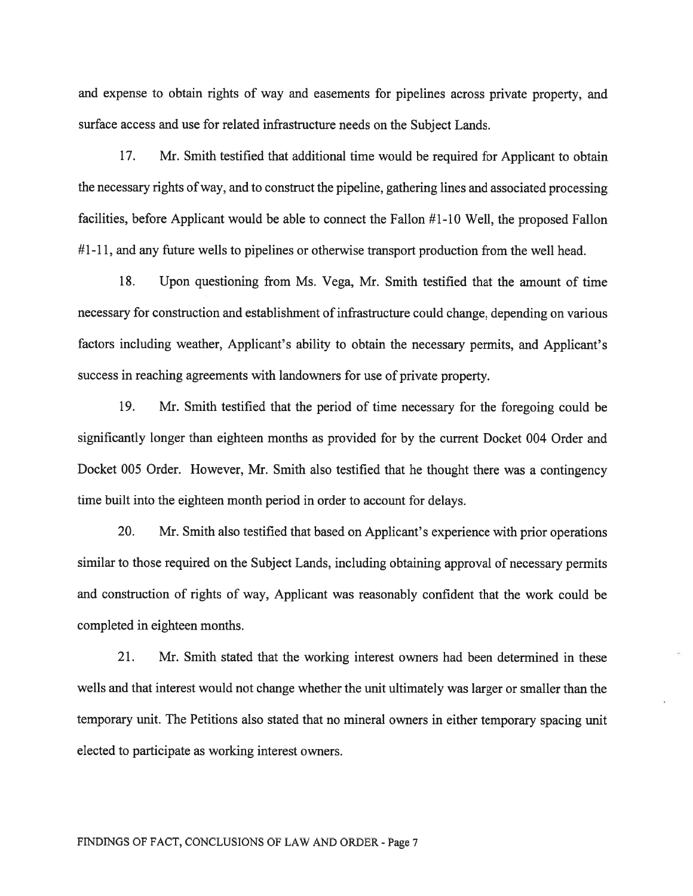and expense to obtain rights of way and easements for pipelines across private property, and surface access and use for related infrastructure needs on the Subject Lands.

17. Mr. Smith testified that additional time would be required for Applicant to obtain the necessary rights of way, and to construct the pipeline, gathering lines and associated processing facilities, before Applicant would be able to connect the Fallon #1-10 Well, the proposed Fallon #1-11, and any future wells to pipelines or otherwise transport production from the well head.

18. Upon questioning from Ms. Vega, Mr. Smith testified that the amount of time necessary for construction and establishment of infrastructure could change, depending on various factors including weather, Applicant's ability to obtain the necessary permits, and Applicant's success in reaching agreements with landowners for use of private property.

19. Mr. Smith testified that the period of time necessary for the foregoing could be significantly longer than eighteen months as provided for by the current Docket 004 Order and Docket 005 Order. However, Mr. Smith also testified that he thought there was a contingency time built into the eighteen month period in order to account for delays.

20. Mr. Smith also testified that based on Applicant's experience with prior operations similar to those required on the Subject Lands, including obtaining approval of necessary permits and construction of rights of way, Applicant was reasonably confident that the work could be completed in eighteen months.

21. Mr. Smith stated that the working interest owners had been determined in these wells and that interest would not change whether the unit ultimately was larger or smaller than the temporary unit. The Petitions also stated that no mineral owners in either temporary spacing unit elected to participate as working interest owners.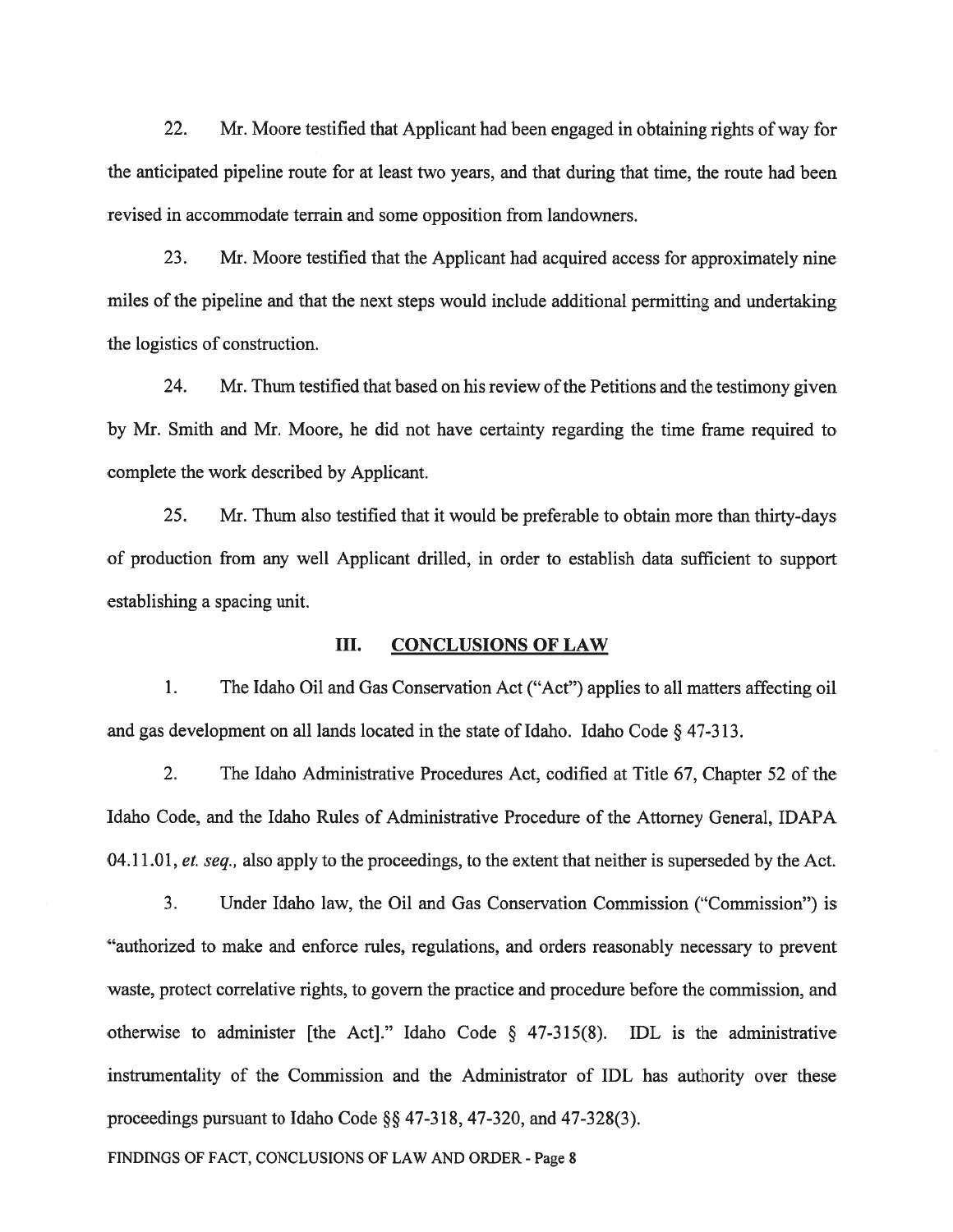22. Mr. Moore testified that Applicant had been engaged in obtaining rights of way for the anticipated pipeline route for at least two years, and that during that time, the route had been revised in accommodate terrain and some opposition from landowners.

23. Mr. Moore testified that the Applicant had acquired access for approximately nine miles of the pipeline and that the next steps would include additional permitting and undertaking the logistics of construction.

24. Mr. Thum testified that based on his review of the Petitions and the testimony given by Mr. Smith and Mr. Moore, he did not have certainty regarding the time frame required to complete the work described by Applicant.

25. Mr. Thum also testified that it would be preferable to obtain more than thirty-days of production from any well Applicant drilled, in order to establish data sufficient to support establishing a spacing unit.

## III. CONCLUSIONS OF LAW

1. The Idaho Oil and Gas Conservation Act ("Act") applies to all matters affecting oil and gas development on all lands located in the state of Idaho. Idaho Code § 47-313.

2. The Idaho Administrative Procedures Act, codified at Title 67, Chapter 52 of the Idaho Code, and the Idaho Rules of Administrative Procedure of the Attorney General, IDAPA 04.11.01, *et. seq.,* also apply to the proceedings, to the extent that neither is superseded by the Act.

3. Under Idaho law, the Oil and Gas Conservation Commission ("Commission") is "authorized to make and enforce rules, regulations, and orders reasonably necessary to prevent waste, protect correlative rights, to govern the practice and procedure before the commission, and otherwise to administer [the Act]." Idaho Code § 47-315(8). IDL is the administrative instrumentality of the Commission and the Administrator of IDL has authority over these proceedings pursuant to Idaho Code §§ 47-318, 47-320, and 47-328(3).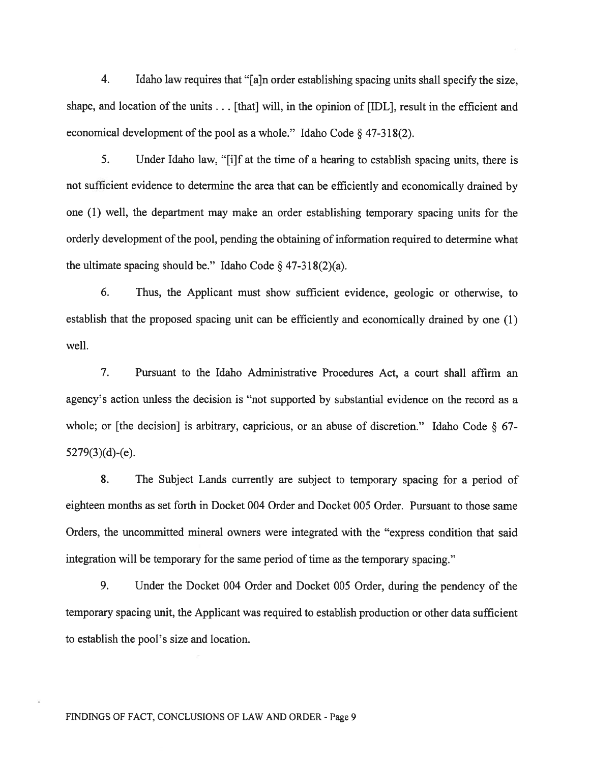4. Idaho law requires that "[a]n order establishing spacing units shall specify the size, shape, and location of the units . . . [that] will, in the opinion of [IDL], result in the efficient and economical development of the pool as a whole." Idaho Code § 47-318(2).

5. Under Idaho law, "[i]f at the time of a hearing to establish spacing units, there is not sufficient evidence to determine the area that can be efficiently and economically drained by one (1) well, the department may make an order establishing temporary spacing units for the orderly development of the pool, pending the obtaining of information required to determine what the ultimate spacing should be." Idaho Code § 47-318(2)(a).

6. Thus, the Applicant must show sufficient evidence, geologic or otherwise, to establish that the proposed spacing unit can be efficiently and economically drained by one (1) well.

7. Pursuant to the Idaho Administrative Procedures Act, a court shall affirm an agency's action unless the decision is "not supported by substantial evidence on the record as a whole; or [the decision] is arbitrary, capricious, or an abuse of discretion." Idaho Code § 67-5279(3)(d)-(e).

8. The Subject Lands currently are subject to temporary spacing for a period of eighteen months as set forth in Docket 004 Order and Docket 005 Order. Pursuant to those same Orders, the uncommitted mineral owners were integrated with the "express condition that said integration will be temporary for the same period of time as the temporary spacing."

9. Under the Docket 004 Order and Docket 005 Order, during the pendency of the temporary spacing unit, the Applicant was required to establish production or other data sufficient to establish the pool's size and location.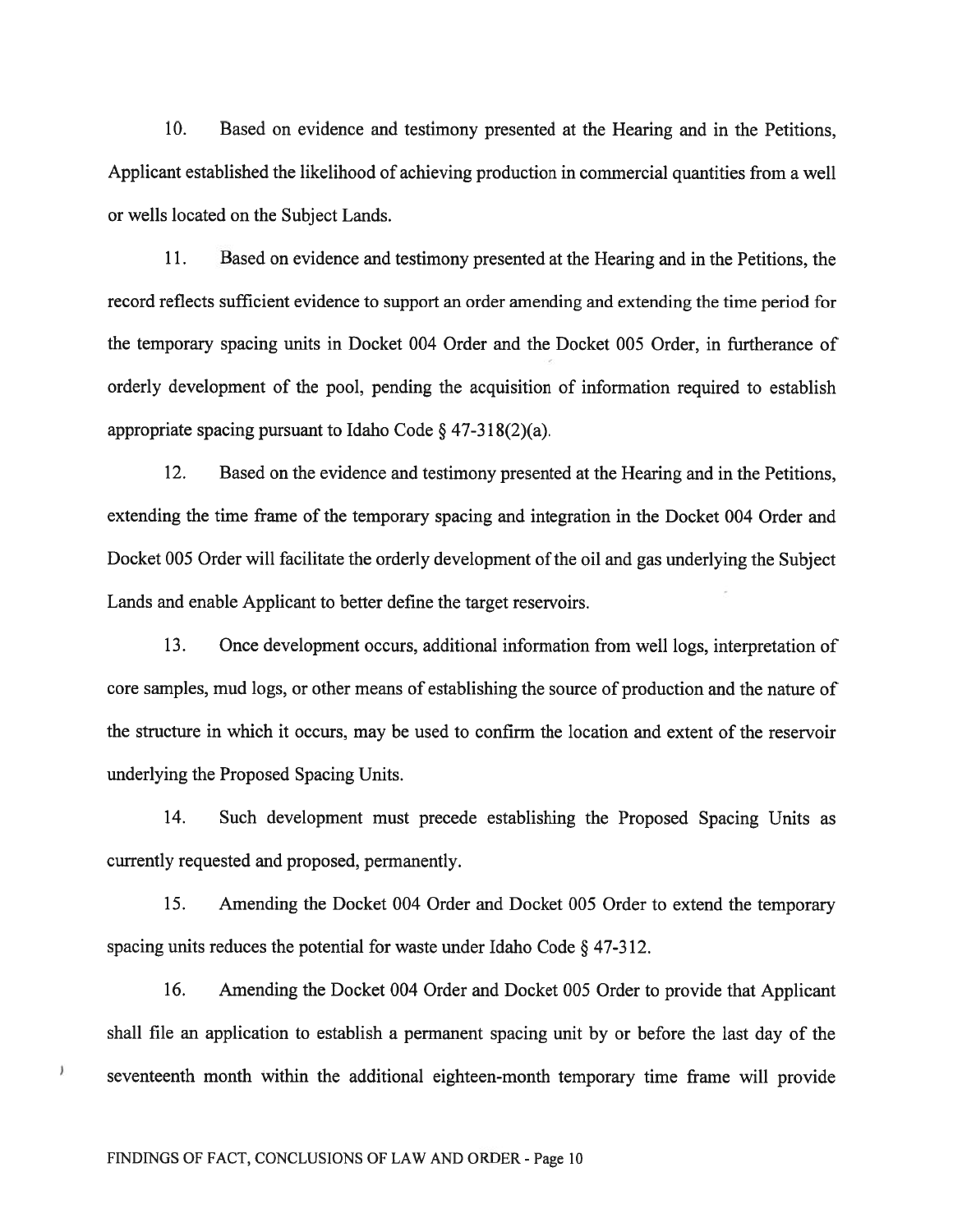10. Based on evidence and testimony presented at the Hearing and in the Petitions, Applicant established the likelihood of achieving production in commercial quantities from a well or wells located on the Subject Lands.

11. Based on evidence and testimony presented at the Hearing and in the Petitions, the record reflects sufficient evidence to support an order amending and extending the time period for the temporary spacing units in Docket 004 Order and the Docket 005 Order, in furtherance of orderly development of the pool, pending the acquisition of information required to establish appropriate spacing pursuant to Idaho Code § 47-318(2)(a).

12. Based on the evidence and testimony presented at the Hearing and in the Petitions, extending the time frame of the temporary spacing and integration in the Docket 004 Order and Docket 005 Order will facilitate the orderly development of the oil and gas underlying the Subject Lands and enable Applicant to better define the target reservoirs.

13. Once development occurs, additional information from well logs, interpretation of core samples, mud logs, or other means of establishing the source of production and the nature of the structure in which it occurs, may be used to confirm the location and extent of the reservoir underlying the Proposed Spacing Units.

14. Such development must precede establishing the Proposed Spacing Units as currently requested and proposed, permanently.

15. Amending the Docket 004 Order and Docket 005 Order to extend the temporary spacing units reduces the potential for waste under Idaho Code § 47-312.

16. Amending the Docket 004 Order and Docket 005 Order to provide that Applicant shall file an application to establish a permanent spacing unit by or before the last day of the seventeenth month within the additional eighteen-month temporary time frame will provide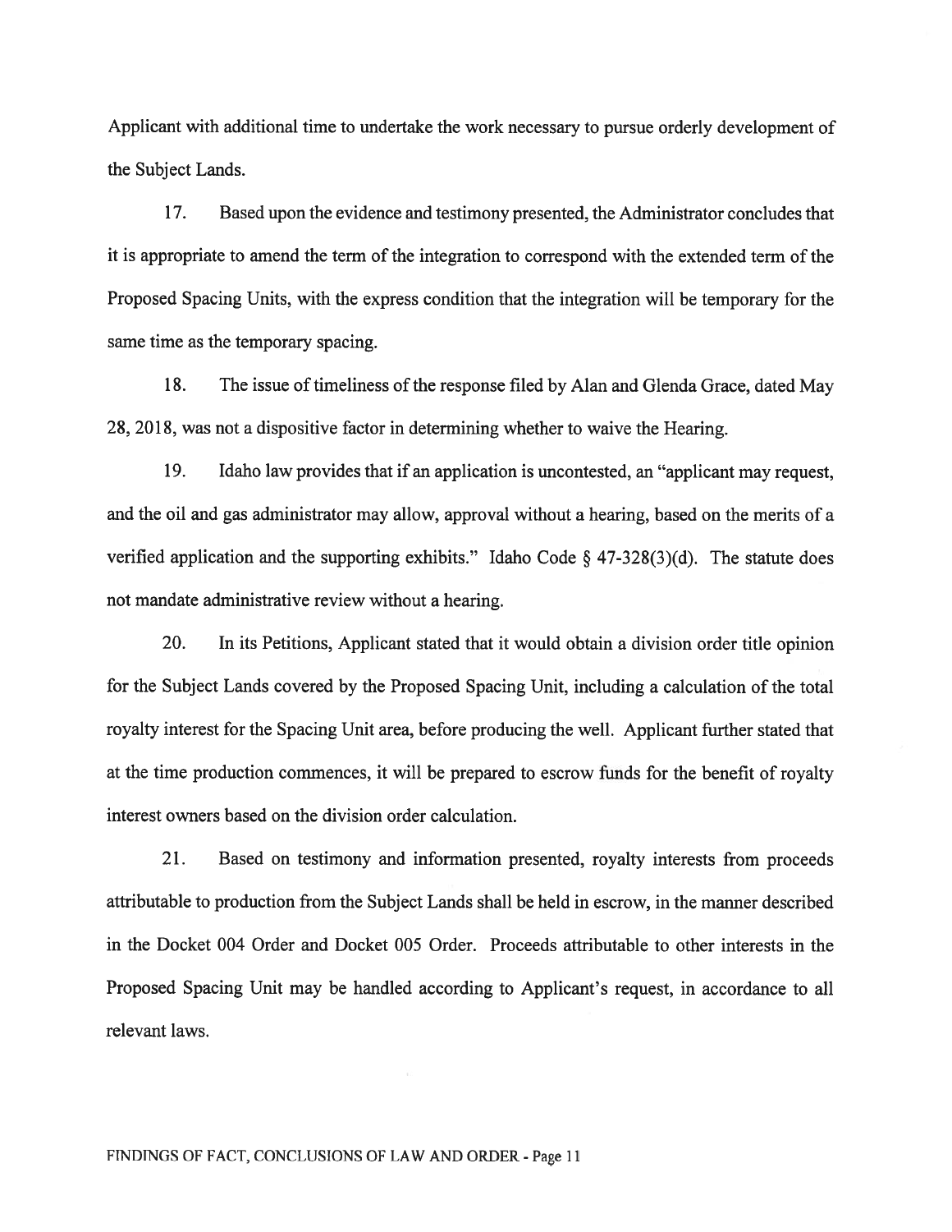Applicant with additional time to undertake the work necessary to pursue orderly development of the Subject Lands.

17. Based upon the evidence and testimony presented, the Administrator concludes that it is appropriate to amend the term of the integration to correspond with the extended term of the Proposed Spacing Units, with the express condition that the integration will be temporary for the same time as the temporary spacing.

18. The issue of timeliness of the response filed by Alan and Glenda Grace, dated May 28, 2018, was not a dispositive factor in determining whether to waive the Hearing.

19. Idaho law provides that if an application is uncontested, an "applicant may request, and the oil and gas administrator may allow, approval without a hearing, based on the merits of a verified application and the supporting exhibits." Idaho Code § 47-328(3)(d). The statute does not mandate administrative review without a hearing.

20. In its Petitions, Applicant stated that it would obtain a division order title opinion for the Subject Lands covered by the Proposed Spacing Unit, including a calculation of the total royalty interest for the Spacing Unit area, before producing the well. Applicant further stated that at the time production commences, it will be prepared to escrow funds for the benefit of royalty interest owners based on the division order calculation.

21. Based on testimony and information presented, royalty interests from proceeds attributable to production from the Subject Lands shall be held in escrow, in the manner described in the Docket 004 Order and Docket 005 Order. Proceeds attributable to other interests in the Proposed Spacing Unit may be handled according to Applicant's request, in accordance to all relevant laws.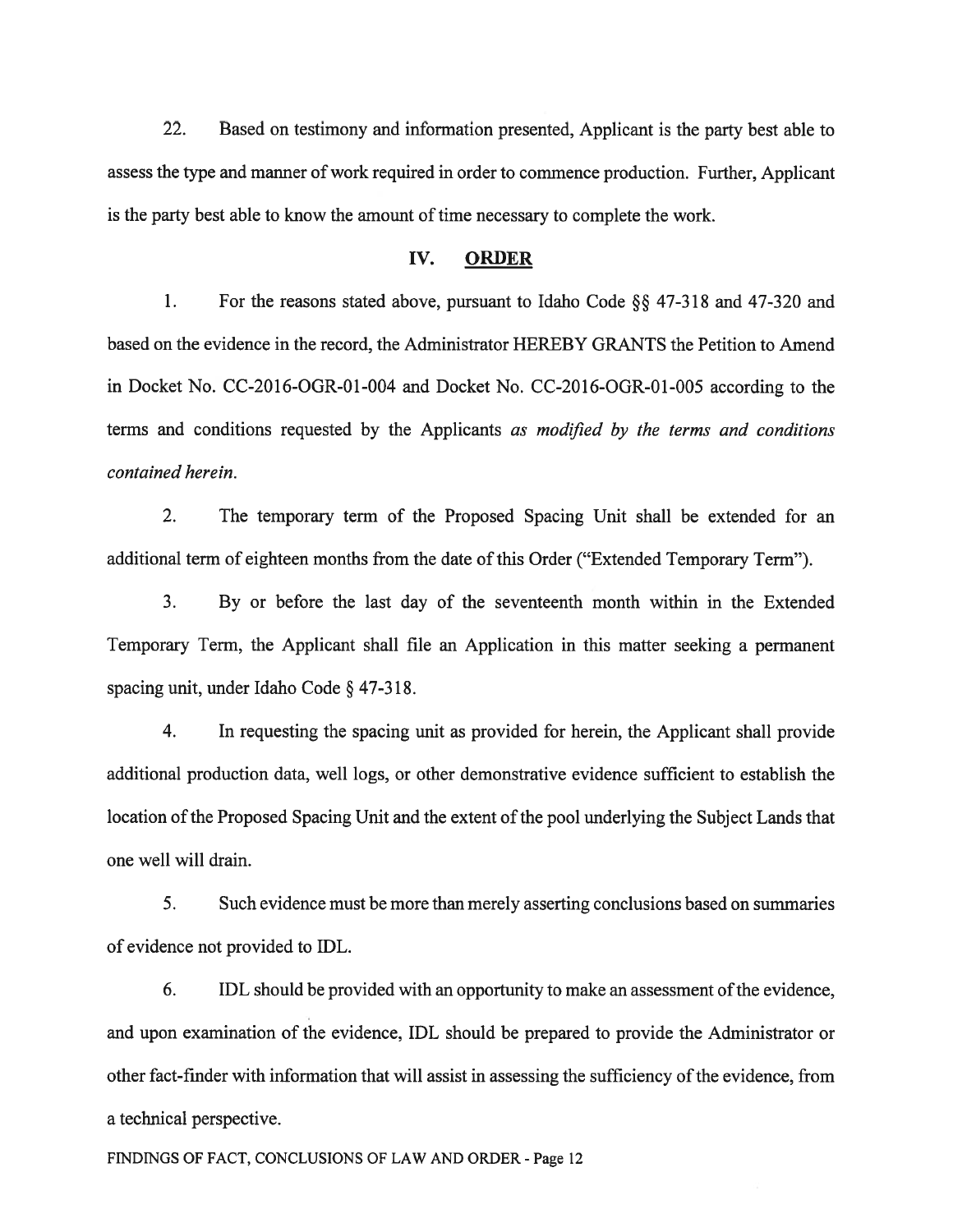22. Based on testimony and information presented, Applicant is the party best able to assess the type and manner of work required in order to commence production. Further, Applicant is the party best able to know the amount of time necessary to complete the work.

## IV. ORDER

1. For the reasons stated above, pursuant to Idaho Code §§ 47-318 and 47-320 and based on the evidence in the record, the Administrator HEREBY GRANTS the Petition to Amend in Docket No. CC-2016-OGR-01-004 and Docket No. CC-2016-OGR-01-005 according to the terms and conditions requested by the Applicants *as modified by the terms and conditions contained herein.*

2. The temporary term of the Proposed Spacing Unit shall be extended for an additional term of eighteen months from the date of this Order ("Extended Temporary Term").

3. By or before the last day of the seventeenth month within in the Extended Temporary Term, the Applicant shall file an Application in this matter seeking a permanent spacing unit, under Idaho Code § 47-318.

4. In requesting the spacing unit as provided for herein, the Applicant shall provide additional production data, well logs, or other demonstrative evidence sufficient to establish the location of the Proposed Spacing Unit and the extent of the pool underlying the Subject Lands that one well will drain.

5. Such evidence must be more than merely asserting conclusions based on summaries of evidence not provided to IDL.

6. IDL should be provided with an opportunity to make an assessment of the evidence, and upon examination of the evidence, IDL should be prepared to provide the Administrator or other fact-finder with information that will assist in assessing the sufficiency of the evidence, from a technical perspective.

FINDINGS OF FACT, CONCLUSIONS OF LAW AND ORDER - Page 12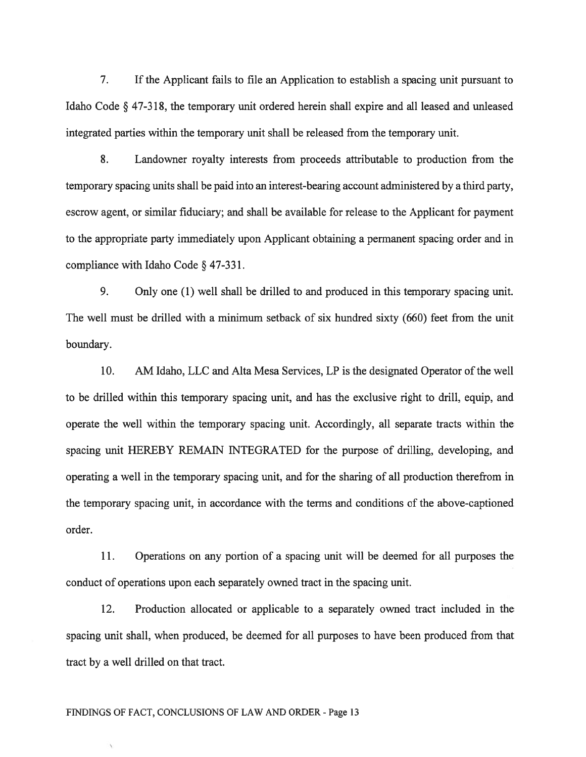7. If the Applicant fails to file an Application to establish a spacing unit pursuant to Idaho Code § 47-318, the temporary unit ordered herein shall expire and all leased and unleased integrated parties within the temporary unit shall be released from the temporary unit.

8. Landowner royalty interests from proceeds attributable to production from the temporary spacing units shall be paid into an interest-bearing account administered by a third party, escrow agent, or similar fiduciary; and shall be available for release to the Applicant for payment to the appropriate party immediately upon Applicant obtaining a permanent spacing order and in compliance with Idaho Code § 47-331.

9. Only one (1) well shall be drilled to and produced in this temporary spacing unit. The well must be drilled with a minimum setback of six hundred sixty (660) feet from the unit boundary.

10. AM Idaho, LLC and Alta Mesa Services, LP is the designated Operator of the well to be drilled within this temporary spacing unit, and has the exclusive right to drill, equip, and operate the well within the temporary spacing unit. Accordingly, all separate tracts within the spacing unit HEREBY REMAIN INTEGRATED for the purpose of drilling, developing, and operating a well in the temporary spacing unit, and for the sharing of all production therefrom in the temporary spacing unit, in accordance with the terms and conditions of the above-captioned order.

11. Operations on any portion of a spacing unit will be deemed for all purposes the conduct of operations upon each separately owned tract in the spacing unit.

12. Production allocated or applicable to a separately owned tract included in the spacing unit shall, when produced, be deemed for all purposes to have been produced from that tract by a well drilled on that tract.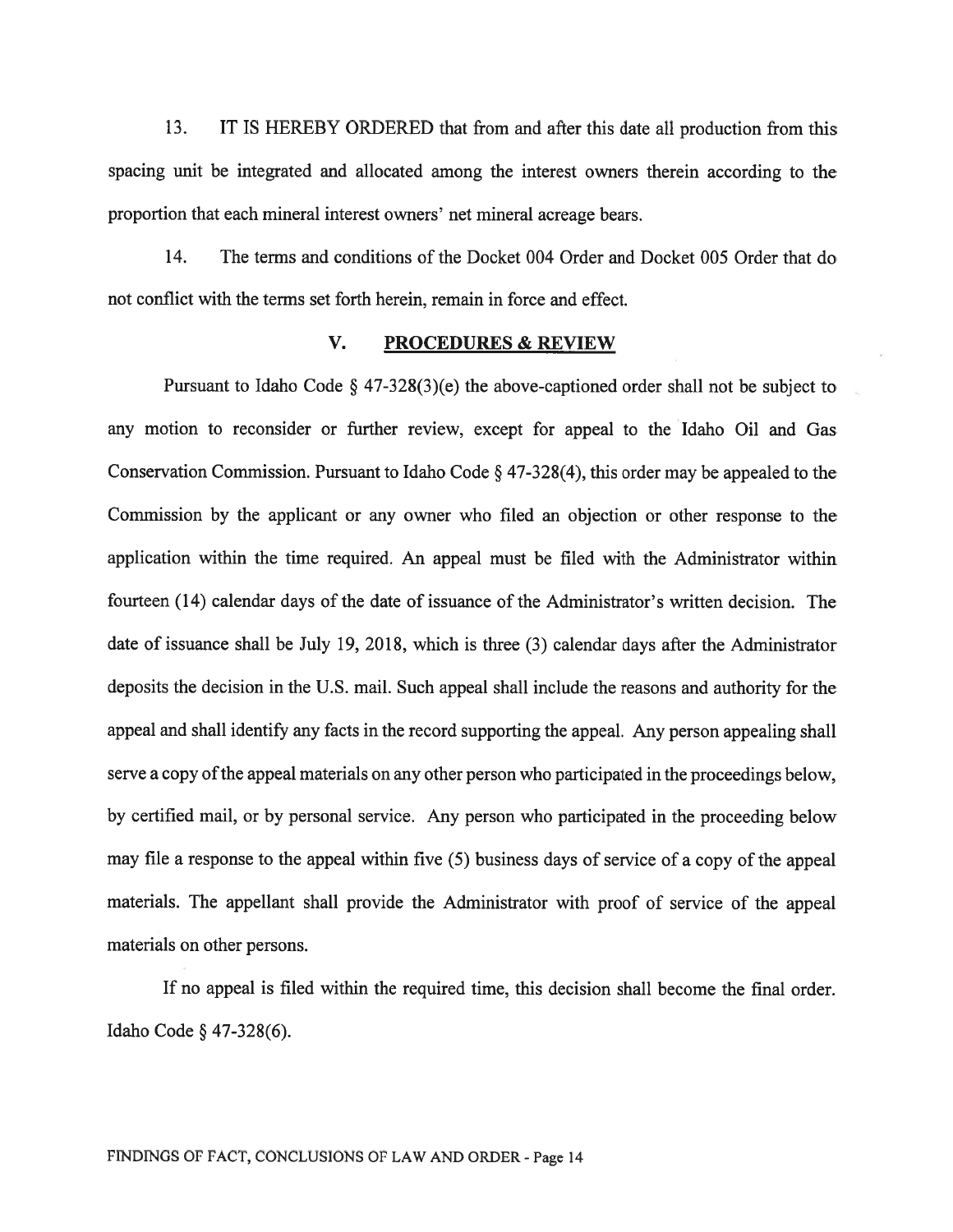13. IT IS HEREBY ORDERED that from and after this date all production from this spacing unit be integrated and allocated among the interest owners therein according to the proportion that each mineral interest owners' net mineral acreage bears.

14. The terms and conditions of the Docket 004 Order and Docket 005 Order that do not conflict with the terms set forth herein, remain in force and effect.

## V. PROCEDURES & REVIEW

Pursuant to Idaho Code § 47-328(3)(e) the above-captioned order shall not be subject to any motion to reconsider or further review, except for appeal to the Idaho Oil and Gas Conservation Commission. Pursuant to Idaho Code § 47-328(4), this order may be appealed to the Commission by the applicant or any owner who filed an objection or other response to the application within the time required. An appeal must be filed with the Administrator within fourteen (14) calendar days of the date of issuance of the Administrator's written decision. The date of issuance shall be July 19, 2018, which is three (3) calendar days after the Administrator deposits the decision in the U.S. mail. Such appeal shall include the reasons and authority for the appeal and shall identify any facts in the record supporting the appeal. Any person appealing shall serve a copy of the appeal materials on any other person who participated in the proceedings below, by certified mail, or by personal service. Any person who participated in the proceeding below may file a response to the appeal within five (5) business days of service of a copy of the appeal materials. The appellant shall provide the Administrator with proof of service of the appeal materials on other persons.

If no appeal is filed within the required time, this decision shall become the final order. Idaho Code § 47-328(6).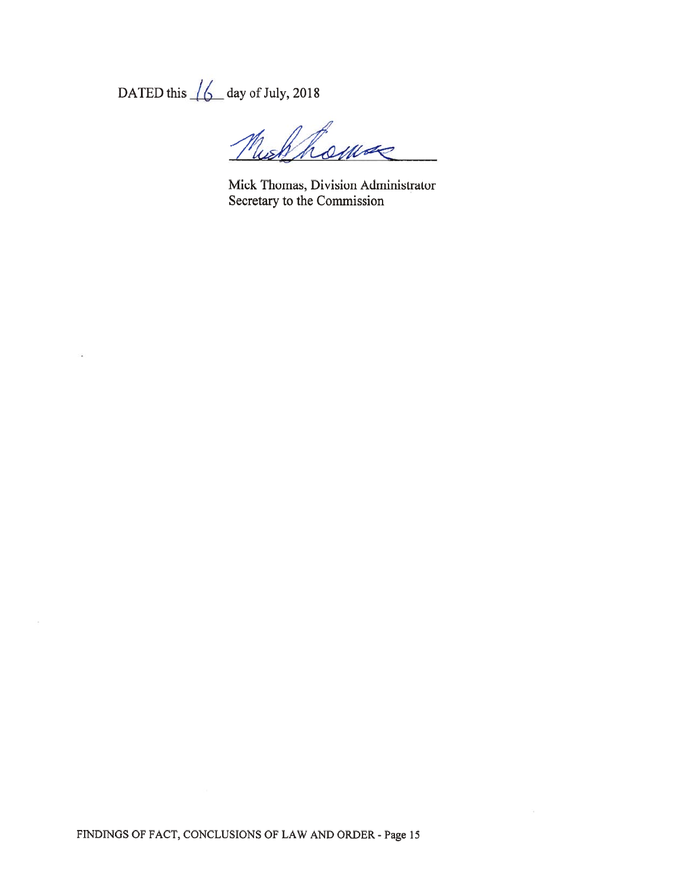DATED this 16 day of July, 2018

Mick Thomas, Division Administrator
Secretary to the Commission

FINDINGS OF FACT, CONCLUSIONS OF LAW AND ORDER - Page 15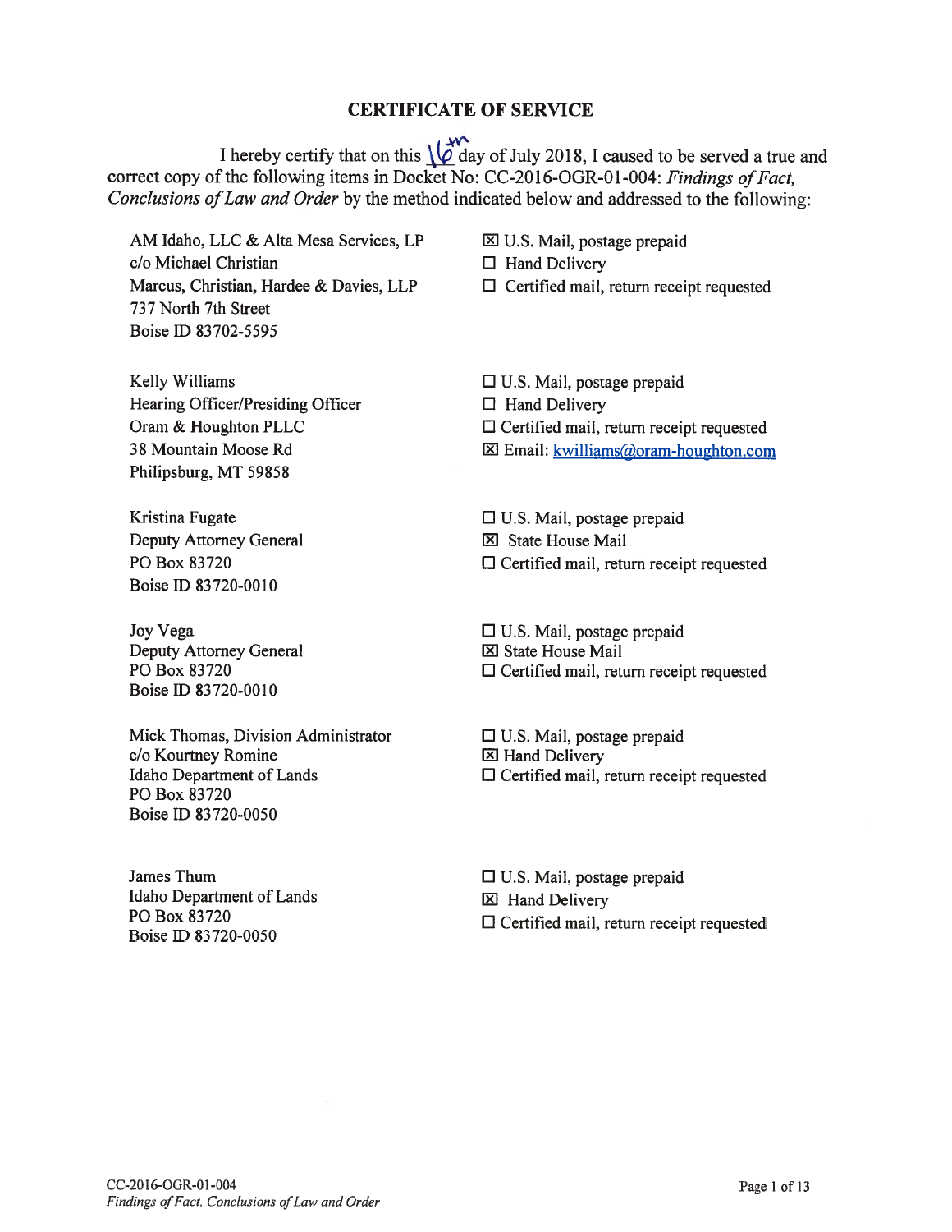## CERTIFICATE OF SERVICE

I hereby certify that on this 16th day of July 2018, I caused to be served a true and correct copy of the following items in Docket No: CC-2016-OGR-01-004: *Findings of Fact, Conclusions of Law and Order* by the method indicated below and addressed to the following:

AM Idaho, LLC & Alta Mesa Services, LP
c/o Michael Christian
Marcus, Christian, Hardee & Davies, LLP
737 North 7th Street
Boise ID 83702-5595

☒ U.S. Mail, postage prepaid
☐ Hand Delivery
☐ Certified mail, return receipt requested

Kelly Williams
Hearing Officer/Presiding Officer
Oram & Houghton PLLC
38 Mountain Moose Rd
Philipsburg, MT 59858

☐ U.S. Mail, postage prepaid
☐ Hand Delivery
☐ Certified mail, return receipt requested
☒ Email: kwilliams@oram-houghton.com

Kristina Fugate
Deputy Attorney General
PO Box 83720
Boise ID 83720-0010

☐ U.S. Mail, postage prepaid
☒ State House Mail
☐ Certified mail, return receipt requested

Joy Vega
Deputy Attorney General
PO Box 83720
Boise ID 83720-0010

☐ U.S. Mail, postage prepaid
☒ State House Mail
☐ Certified mail, return receipt requested

Mick Thomas, Division Administrator
c/o Kourtney Romine
Idaho Department of Lands
PO Box 83720
Boise ID 83720-0050

☐ U.S. Mail, postage prepaid
☒ Hand Delivery
☐ Certified mail, return receipt requested

James Thum
Idaho Department of Lands
PO Box 83720
Boise ID 83720-0050

☐ U.S. Mail, postage prepaid
☒ Hand Delivery
☐ Certified mail, return receipt requested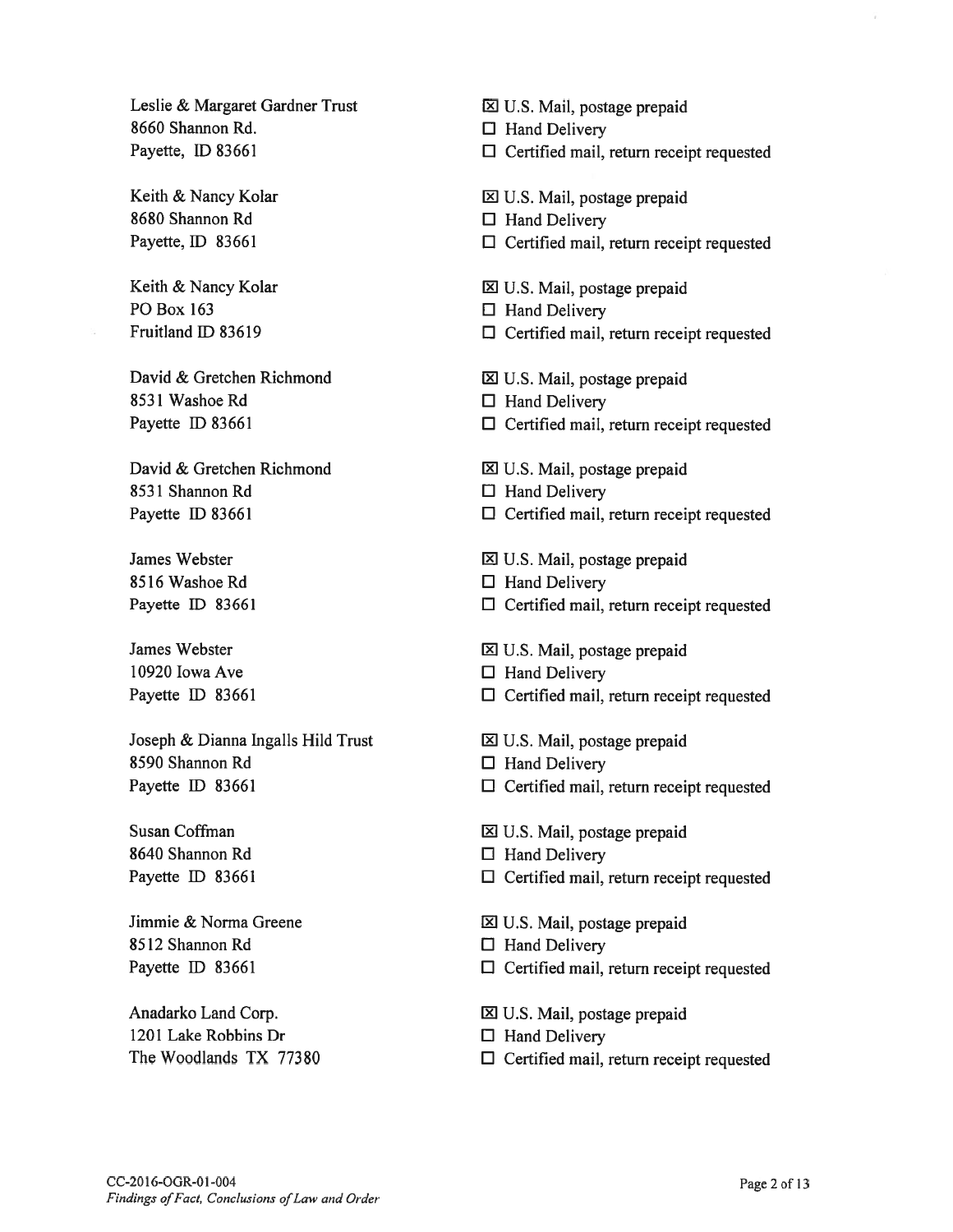Leslie & Margaret Gardner Trust
8660 Shannon Rd.
Payette, ID 83661

☒ U.S. Mail, postage prepaid
☐ Hand Delivery
☐ Certified mail, return receipt requested

Keith & Nancy Kolar
8680 Shannon Rd
Payette, ID 83661

☒ U.S. Mail, postage prepaid
☐ Hand Delivery
☐ Certified mail, return receipt requested

Keith & Nancy Kolar
PO Box 163
Fruitland ID 83619

☒ U.S. Mail, postage prepaid
☐ Hand Delivery
☐ Certified mail, return receipt requested

David & Gretchen Richmond
8531 Washoe Rd
Payette ID 83661

☒ U.S. Mail, postage prepaid
☐ Hand Delivery
☐ Certified mail, return receipt requested

David & Gretchen Richmond
8531 Shannon Rd
Payette ID 83661

☒ U.S. Mail, postage prepaid
☐ Hand Delivery
☐ Certified mail, return receipt requested

James Webster
8516 Washoe Rd
Payette ID 83661

☒ U.S. Mail, postage prepaid
☐ Hand Delivery
☐ Certified mail, return receipt requested

James Webster
10920 Iowa Ave
Payette ID 83661

☒ U.S. Mail, postage prepaid
☐ Hand Delivery
☐ Certified mail, return receipt requested

Joseph & Dianna Ingalls Hild Trust
8590 Shannon Rd
Payette ID 83661

☒ U.S. Mail, postage prepaid
☐ Hand Delivery
☐ Certified mail, return receipt requested

Susan Coffman
8640 Shannon Rd
Payette ID 83661

☒ U.S. Mail, postage prepaid
☐ Hand Delivery
☐ Certified mail, return receipt requested

Jimmie & Norma Greene
8512 Shannon Rd
Payette ID 83661

☒ U.S. Mail, postage prepaid
☐ Hand Delivery
☐ Certified mail, return receipt requested

Anadarko Land Corp.
1201 Lake Robbins Dr
The Woodlands TX 77380

☒ U.S. Mail, postage prepaid
☐ Hand Delivery
☐ Certified mail, return receipt requested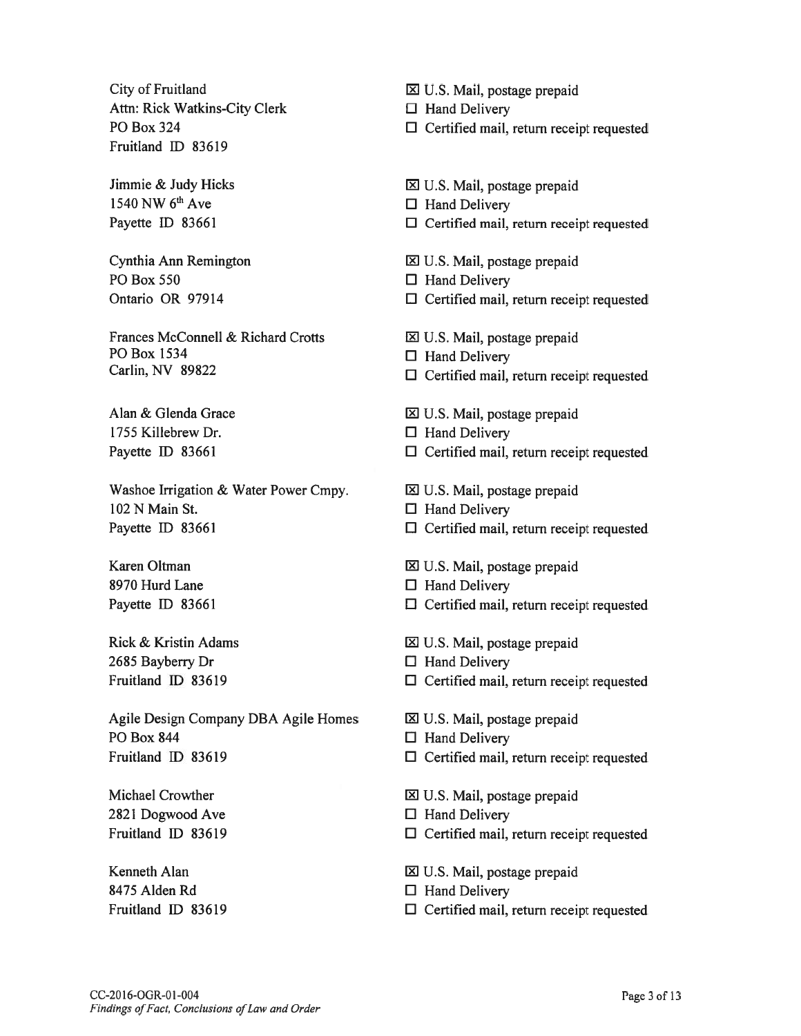City of Fruitland
Attn: Rick Watkins-City Clerk
PO Box 324
Fruitland ID 83619

☒ U.S. Mail, postage prepaid
☐ Hand Delivery
☐ Certified mail, return receipt requested

Jimmie & Judy Hicks
1540 NW 6th Ave
Payette ID 83661

☒ U.S. Mail, postage prepaid
☐ Hand Delivery
☐ Certified mail, return receipt requested

Cynthia Ann Remington
PO Box 550
Ontario OR 97914

☒ U.S. Mail, postage prepaid
☐ Hand Delivery
☐ Certified mail, return receipt requested

Frances McConnell & Richard Crotts
PO Box 1534
Carlin, NV 89822

☒ U.S. Mail, postage prepaid
☐ Hand Delivery
☐ Certified mail, return receipt requested

Alan & Glenda Grace
1755 Killebrew Dr.
Payette ID 83661

☒ U.S. Mail, postage prepaid
☐ Hand Delivery
☐ Certified mail, return receipt requested

Washoe Irrigation & Water Power Cmpy.
102 N Main St.
Payette ID 83661

☒ U.S. Mail, postage prepaid
☐ Hand Delivery
☐ Certified mail, return receipt requested

Karen Oltman
8970 Hurd Lane
Payette ID 83661

☒ U.S. Mail, postage prepaid
☐ Hand Delivery
☐ Certified mail, return receipt requested

Rick & Kristin Adams
2685 Bayberry Dr
Fruitland ID 83619

☒ U.S. Mail, postage prepaid
☐ Hand Delivery
☐ Certified mail, return receipt requested

Agile Design Company DBA Agile Homes
PO Box 844
Fruitland ID 83619

☒ U.S. Mail, postage prepaid
☐ Hand Delivery
☐ Certified mail, return receipt requested

Michael Crowther
2821 Dogwood Ave
Fruitland ID 83619

☒ U.S. Mail, postage prepaid
☐ Hand Delivery
☐ Certified mail, return receipt requested

Kenneth Alan
8475 Alden Rd
Fruitland ID 83619

☒ U.S. Mail, postage prepaid
☐ Hand Delivery
☐ Certified mail, return receipt requested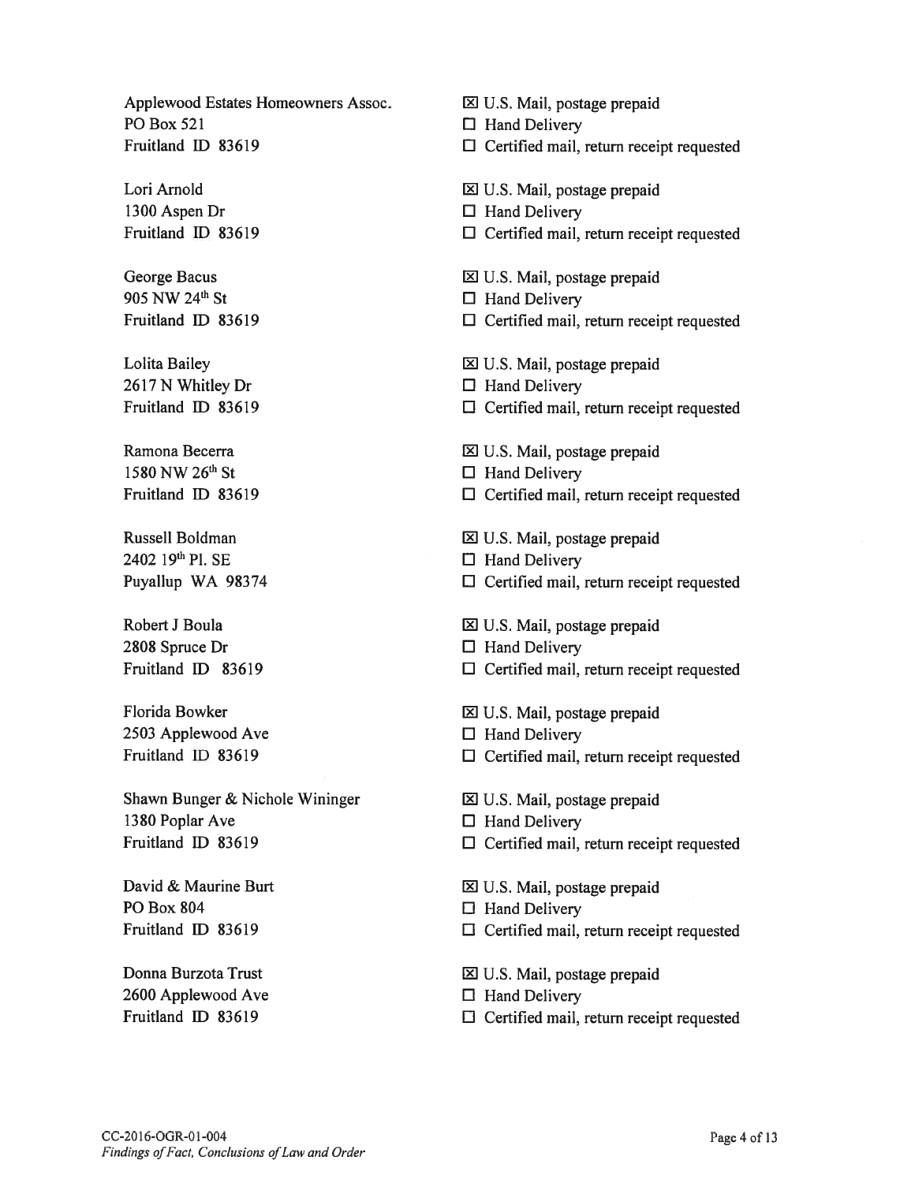Applewood Estates Homeowners Assoc.
PO Box 521
Fruitland ID 83619

☒ U.S. Mail, postage prepaid
☐ Hand Delivery
☐ Certified mail, return receipt requested

Lori Arnold
1300 Aspen Dr
Fruitland ID 83619

☒ U.S. Mail, postage prepaid
☐ Hand Delivery
☐ Certified mail, return receipt requested

George Bacus
905 NW 24th St
Fruitland ID 83619

☒ U.S. Mail, postage prepaid
☐ Hand Delivery
☐ Certified mail, return receipt requested

Lolita Bailey
2617 N Whitley Dr
Fruitland ID 83619

☒ U.S. Mail, postage prepaid
☐ Hand Delivery
☐ Certified mail, return receipt requested

Ramona Becerra
1580 NW 26th St
Fruitland ID 83619

☒ U.S. Mail, postage prepaid
☐ Hand Delivery
☐ Certified mail, return receipt requested

Russell Boldman
2402 19th Pl. SE
Puyallup WA 98374

☒ U.S. Mail, postage prepaid
☐ Hand Delivery
☐ Certified mail, return receipt requested

Robert J Boula
2808 Spruce Dr
Fruitland ID 83619

☒ U.S. Mail, postage prepaid
☐ Hand Delivery
☐ Certified mail, return receipt requested

Florida Bowker
2503 Applewood Ave
Fruitland ID 83619

☒ U.S. Mail, postage prepaid
☐ Hand Delivery
☐ Certified mail, return receipt requested

Shawn Bunger & Nichole Wininger
1380 Poplar Ave
Fruitland ID 83619

☒ U.S. Mail, postage prepaid
☐ Hand Delivery
☐ Certified mail, return receipt requested

David & Maurine Burt
PO Box 804
Fruitland ID 83619

☒ U.S. Mail, postage prepaid
☐ Hand Delivery
☐ Certified mail, return receipt requested

Donna Burzota Trust
2600 Applewood Ave
Fruitland ID 83619

☒ U.S. Mail, postage prepaid
☐ Hand Delivery
☐ Certified mail, return receipt requested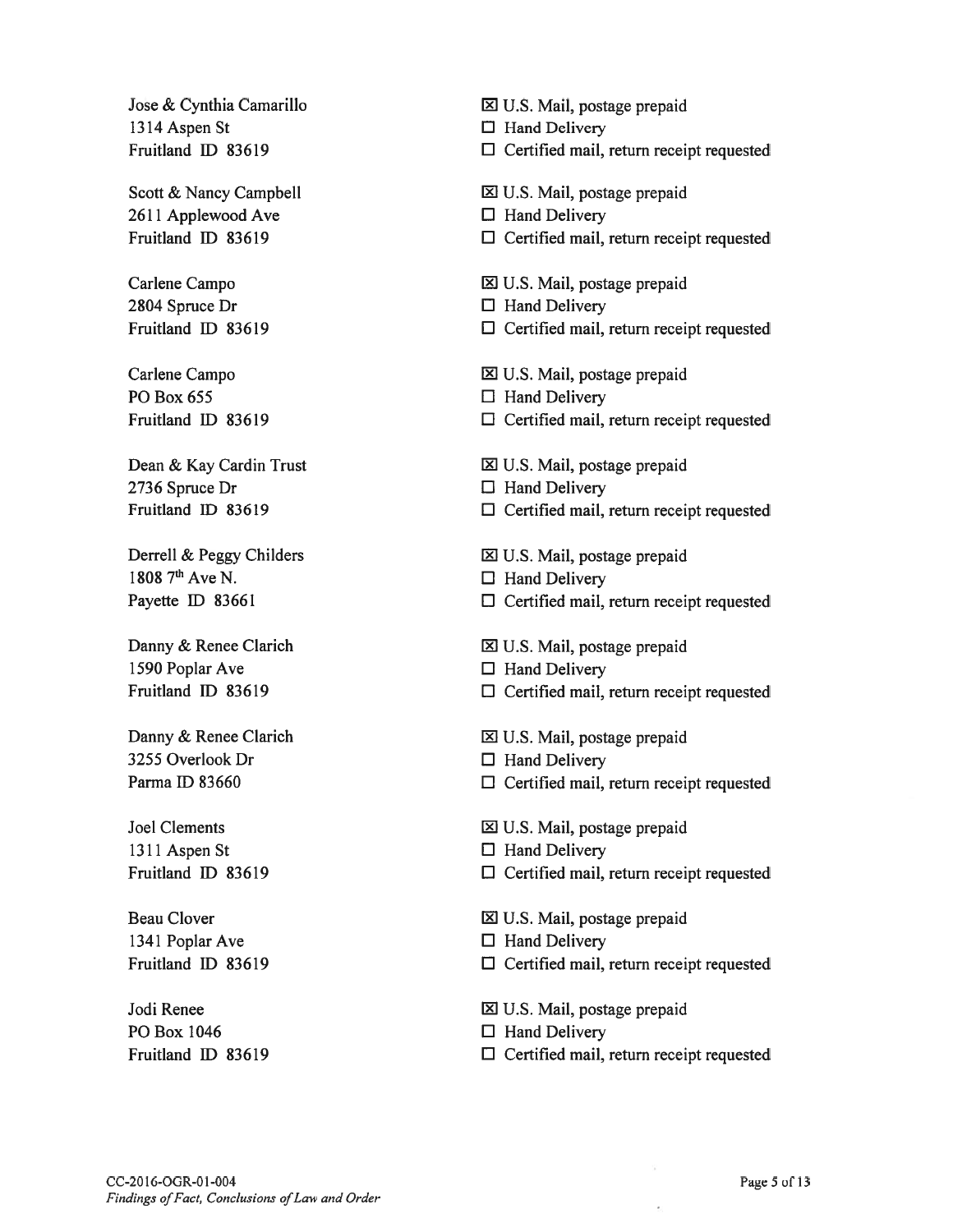Jose & Cynthia Camarillo
1314 Aspen St
Fruitland ID 83619

☒ U.S. Mail, postage prepaid
☐ Hand Delivery
☐ Certified mail, return receipt requested

Scott & Nancy Campbell
2611 Applewood Ave
Fruitland ID 83619

☒ U.S. Mail, postage prepaid
☐ Hand Delivery
☐ Certified mail, return receipt requested

Carlene Campo
2804 Spruce Dr
Fruitland ID 83619

☒ U.S. Mail, postage prepaid
☐ Hand Delivery
☐ Certified mail, return receipt requested

Carlene Campo
PO Box 655
Fruitland ID 83619

☒ U.S. Mail, postage prepaid
☐ Hand Delivery
☐ Certified mail, return receipt requested

Dean & Kay Cardin Trust
2736 Spruce Dr
Fruitland ID 83619

☒ U.S. Mail, postage prepaid
☐ Hand Delivery
☐ Certified mail, return receipt requested

Derrell & Peggy Childers
1808 7th Ave N.
Payette ID 83661

☒ U.S. Mail, postage prepaid
☐ Hand Delivery
☐ Certified mail, return receipt requested

Danny & Renee Clarich
1590 Poplar Ave
Fruitland ID 83619

☒ U.S. Mail, postage prepaid
☐ Hand Delivery
☐ Certified mail, return receipt requested

Danny & Renee Clarich
3255 Overlook Dr
Parma ID 83660

☒ U.S. Mail, postage prepaid
☐ Hand Delivery
☐ Certified mail, return receipt requested

Joel Clements
1311 Aspen St
Fruitland ID 83619

☒ U.S. Mail, postage prepaid
☐ Hand Delivery
☐ Certified mail, return receipt requested

Beau Clover
1341 Poplar Ave
Fruitland ID 83619

☒ U.S. Mail, postage prepaid
☐ Hand Delivery
☐ Certified mail, return receipt requested

Jodi Renee
PO Box 1046
Fruitland ID 83619

☒ U.S. Mail, postage prepaid
☐ Hand Delivery
☐ Certified mail, return receipt requested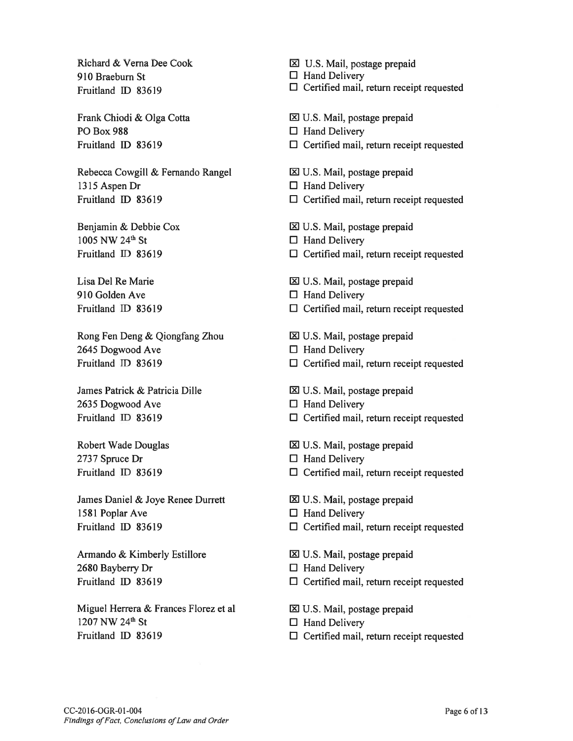Richard & Verna Dee Cook
910 Braeburn St
Fruitland ID 83619

☒ U.S. Mail, postage prepaid
☐ Hand Delivery
☐ Certified mail, return receipt requested

Frank Chiodi & Olga Cotta
PO Box 988
Fruitland ID 83619

☒ U.S. Mail, postage prepaid
☐ Hand Delivery
☐ Certified mail, return receipt requested

Rebecca Cowgill & Fernando Rangel
1315 Aspen Dr
Fruitland ID 83619

☒ U.S. Mail, postage prepaid
☐ Hand Delivery
☐ Certified mail, return receipt requested

Benjamin & Debbie Cox
1005 NW 24th St
Fruitland ID 83619

☒ U.S. Mail, postage prepaid
☐ Hand Delivery
☐ Certified mail, return receipt requested

Lisa Del Re Marie
910 Golden Ave
Fruitland ID 83619

☒ U.S. Mail, postage prepaid
☐ Hand Delivery
☐ Certified mail, return receipt requested

Rong Fen Deng & Qiongfang Zhou
2645 Dogwood Ave
Fruitland ID 83619

☒ U.S. Mail, postage prepaid
☐ Hand Delivery
☐ Certified mail, return receipt requested

James Patrick & Patricia Dille
2635 Dogwood Ave
Fruitland ID 83619

☒ U.S. Mail, postage prepaid
☐ Hand Delivery
☐ Certified mail, return receipt requested

Robert Wade Douglas
2737 Spruce Dr
Fruitland ID 83619

☒ U.S. Mail, postage prepaid
☐ Hand Delivery
☐ Certified mail, return receipt requested

James Daniel & Joye Renee Durrett
1581 Poplar Ave
Fruitland ID 83619

☒ U.S. Mail, postage prepaid
☐ Hand Delivery
☐ Certified mail, return receipt requested

Armando & Kimberly Estillore
2680 Bayberry Dr
Fruitland ID 83619

☒ U.S. Mail, postage prepaid
☐ Hand Delivery
☐ Certified mail, return receipt requested

Miguel Herrera & Frances Florez et al
1207 NW 24th St
Fruitland ID 83619

☒ U.S. Mail, postage prepaid
☐ Hand Delivery
☐ Certified mail, return receipt requested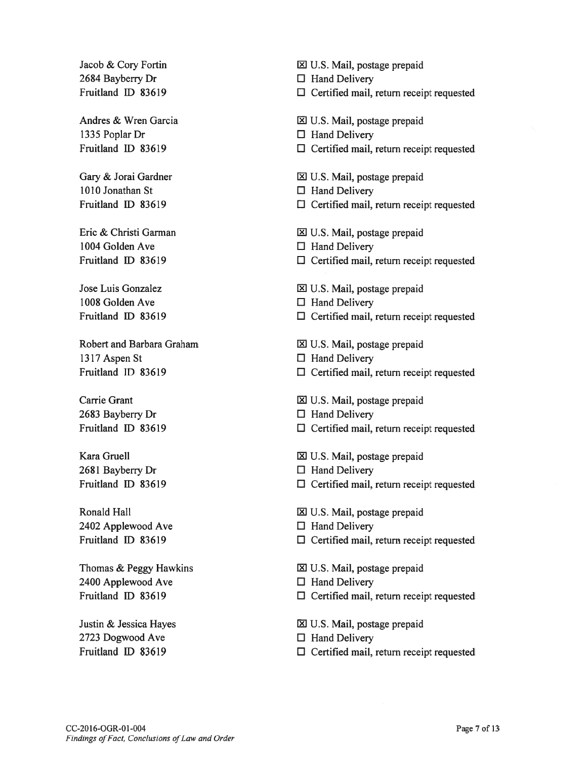Jacob & Cory Fortin
2684 Bayberry Dr
Fruitland ID 83619

☒ U.S. Mail, postage prepaid
☐ Hand Delivery
☐ Certified mail, return receipt requested

Andres & Wren Garcia
1335 Poplar Dr
Fruitland ID 83619

☒ U.S. Mail, postage prepaid
☐ Hand Delivery
☐ Certified mail, return receipt requested

Gary & Jorai Gardner
1010 Jonathan St
Fruitland ID 83619

☒ U.S. Mail, postage prepaid
☐ Hand Delivery
☐ Certified mail, return receipt requested

Eric & Christi Garman
1004 Golden Ave
Fruitland ID 83619

☒ U.S. Mail, postage prepaid
☐ Hand Delivery
☐ Certified mail, return receipt requested

Jose Luis Gonzalez
1008 Golden Ave
Fruitland ID 83619

☒ U.S. Mail, postage prepaid
☐ Hand Delivery
☐ Certified mail, return receipt requested

Robert and Barbara Graham
1317 Aspen St
Fruitland ID 83619

☒ U.S. Mail, postage prepaid
☐ Hand Delivery
☐ Certified mail, return receipt requested

Carrie Grant
2683 Bayberry Dr
Fruitland ID 83619

☒ U.S. Mail, postage prepaid
☐ Hand Delivery
☐ Certified mail, return receipt requested

Kara Gruell
2681 Bayberry Dr
Fruitland ID 83619

☒ U.S. Mail, postage prepaid
☐ Hand Delivery
☐ Certified mail, return receipt requested

Ronald Hall
2402 Applewood Ave
Fruitland ID 83619

☒ U.S. Mail, postage prepaid
☐ Hand Delivery
☐ Certified mail, return receipt requested

Thomas & Peggy Hawkins
2400 Applewood Ave
Fruitland ID 83619

☒ U.S. Mail, postage prepaid
☐ Hand Delivery
☐ Certified mail, return receipt requested

Justin & Jessica Hayes
2723 Dogwood Ave
Fruitland ID 83619

☒ U.S. Mail, postage prepaid
☐ Hand Delivery
☐ Certified mail, return receipt requested

CC-2016-OGR-01-004
*Findings of Fact, Conclusions of Law and Order*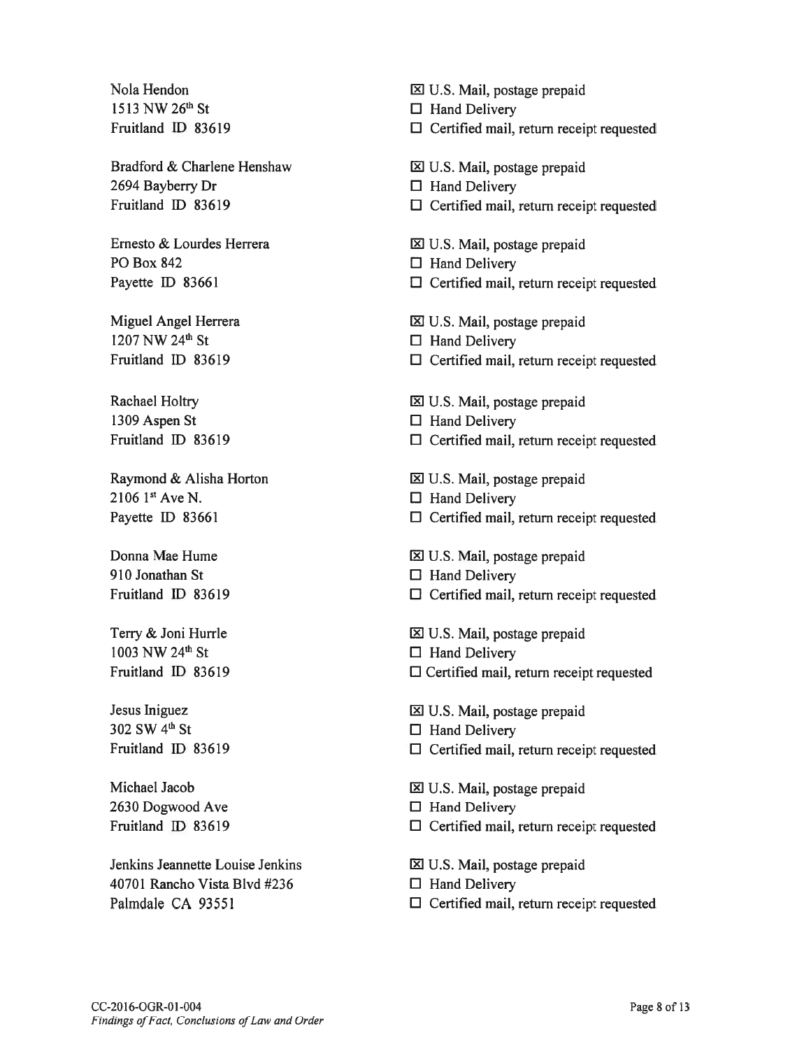| | |
|---|---|
| Nola Hendon<br>1513 NW 26th St<br>Fruitland ID 83619 | ☒ U.S. Mail, postage prepaid<br>☐ Hand Delivery<br>☐ Certified mail, return receipt requested |
| Bradford & Charlene Henshaw<br>2694 Bayberry Dr<br>Fruitland ID 83619 | ☒ U.S. Mail, postage prepaid<br>☐ Hand Delivery<br>☐ Certified mail, return receipt requested |
| Ernesto & Lourdes Herrera<br>PO Box 842<br>Payette ID 83661 | ☒ U.S. Mail, postage prepaid<br>☐ Hand Delivery<br>☐ Certified mail, return receipt requested |
| Miguel Angel Herrera<br>1207 NW 24th St<br>Fruitland ID 83619 | ☒ U.S. Mail, postage prepaid<br>☐ Hand Delivery<br>☐ Certified mail, return receipt requested |
| Rachael Holtry<br>1309 Aspen St<br>Fruitland ID 83619 | ☒ U.S. Mail, postage prepaid<br>☐ Hand Delivery<br>☐ Certified mail, return receipt requested |
| Raymond & Alisha Horton<br>2106 1st Ave N.<br>Payette ID 83661 | ☒ U.S. Mail, postage prepaid<br>☐ Hand Delivery<br>☐ Certified mail, return receipt requested |
| Donna Mae Hume<br>910 Jonathan St<br>Fruitland ID 83619 | ☒ U.S. Mail, postage prepaid<br>☐ Hand Delivery<br>☐ Certified mail, return receipt requested |
| Terry & Joni Hurrle<br>1003 NW 24th St<br>Fruitland ID 83619 | ☒ U.S. Mail, postage prepaid<br>☐ Hand Delivery<br>☐ Certified mail, return receipt requested |
| Jesus Iniguez<br>302 SW 4th St<br>Fruitland ID 83619 | ☒ U.S. Mail, postage prepaid<br>☐ Hand Delivery<br>☐ Certified mail, return receipt requested |
| Michael Jacob<br>2630 Dogwood Ave<br>Fruitland ID 83619 | ☒ U.S. Mail, postage prepaid<br>☐ Hand Delivery<br>☐ Certified mail, return receipt requested |
| Jenkins Jeannette Louise Jenkins<br>40701 Rancho Vista Blvd #236<br>Palmdale CA 93551 | ☒ U.S. Mail, postage prepaid<br>☐ Hand Delivery<br>☐ Certified mail, return receipt requested |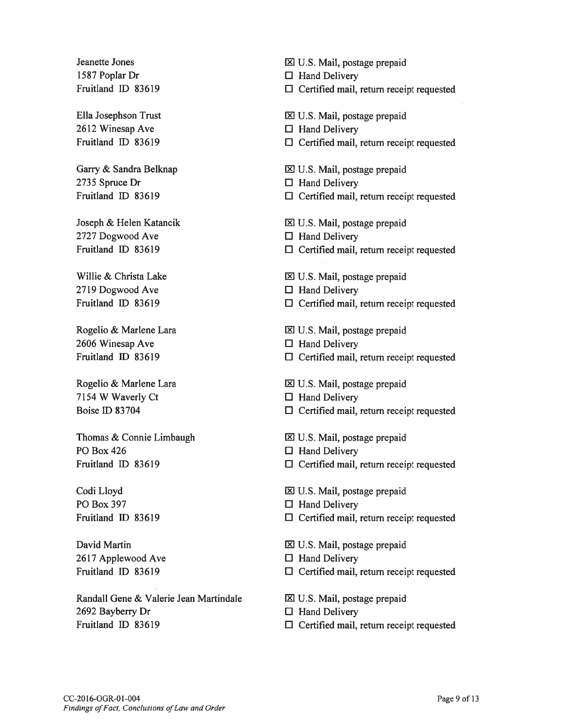Jeanette Jones
1587 Poplar Dr
Fruitland ID 83619

☒ U.S. Mail, postage prepaid
☐ Hand Delivery
☐ Certified mail, return receipt requested

Ella Josephson Trust
2612 Winesap Ave
Fruitland ID 83619

☒ U.S. Mail, postage prepaid
☐ Hand Delivery
☐ Certified mail, return receipt requested

Garry & Sandra Belknap
2735 Spruce Dr
Fruitland ID 83619

☒ U.S. Mail, postage prepaid
☐ Hand Delivery
☐ Certified mail, return receipt requested

Joseph & Helen Katancik
2727 Dogwood Ave
Fruitland ID 83619

☒ U.S. Mail, postage prepaid
☐ Hand Delivery
☐ Certified mail, return receipt requested

Willie & Christa Lake
2719 Dogwood Ave
Fruitland ID 83619

☒ U.S. Mail, postage prepaid
☐ Hand Delivery
☐ Certified mail, return receipt requested

Rogelio & Marlene Lara
2606 Winesap Ave
Fruitland ID 83619

☒ U.S. Mail, postage prepaid
☐ Hand Delivery
☐ Certified mail, return receipt requested

Rogelio & Marlene Lara
7154 W Waverly Ct
Boise ID 83704

☒ U.S. Mail, postage prepaid
☐ Hand Delivery
☐ Certified mail, return receipt requested

Thomas & Connie Limbaugh
PO Box 426
Fruitland ID 83619

☒ U.S. Mail, postage prepaid
☐ Hand Delivery
☐ Certified mail, return receipt requested

Codi Lloyd
PO Box 397
Fruitland ID 83619

☒ U.S. Mail, postage prepaid
☐ Hand Delivery
☐ Certified mail, return receipt requested

David Martin
2617 Applewood Ave
Fruitland ID 83619

☒ U.S. Mail, postage prepaid
☐ Hand Delivery
☐ Certified mail, return receipt requested

Randall Gene & Valerie Jean Martindale
2692 Bayberry Dr
Fruitland ID 83619

☒ U.S. Mail, postage prepaid
☐ Hand Delivery
☐ Certified mail, return receipt requested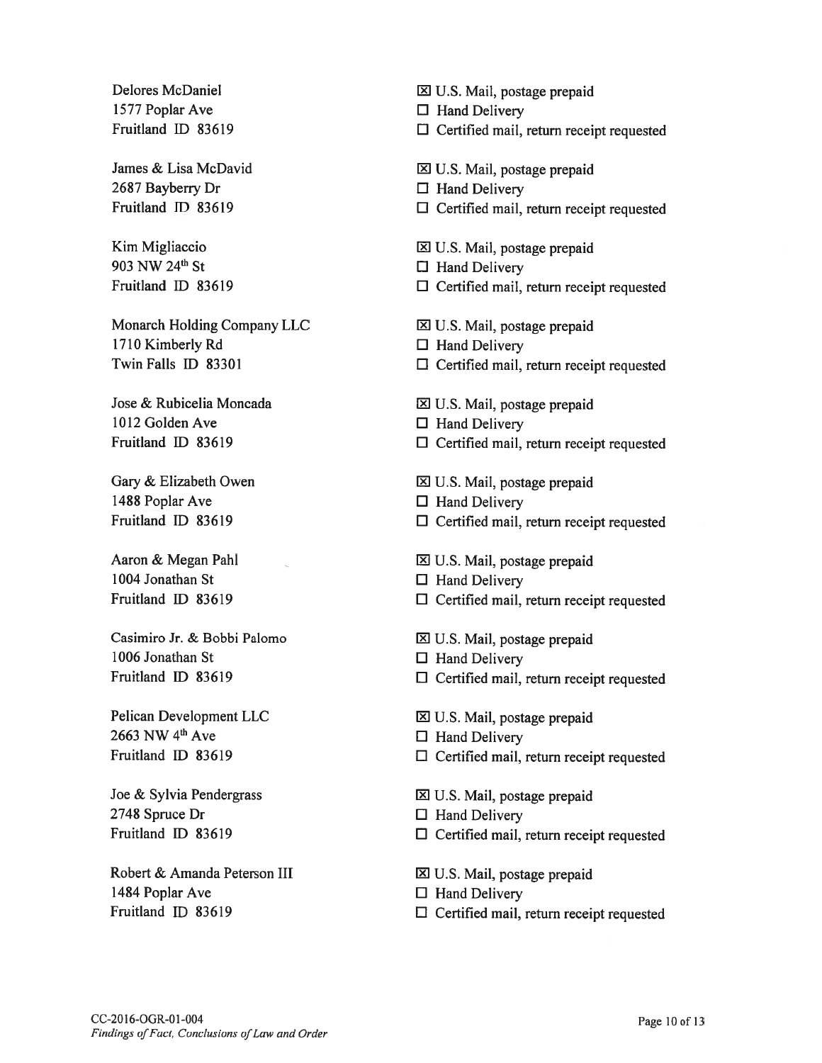| | |
|---|---|
| Delores McDaniel<br>1577 Poplar Ave<br>Fruitland ID 83619 | ☒ U.S. Mail, postage prepaid<br>☐ Hand Delivery<br>☐ Certified mail, return receipt requested |
| James & Lisa McDavid<br>2687 Bayberry Dr<br>Fruitland ID 83619 | ☒ U.S. Mail, postage prepaid<br>☐ Hand Delivery<br>☐ Certified mail, return receipt requested |
| Kim Migliaccio<br>903 NW 24th St<br>Fruitland ID 83619 | ☒ U.S. Mail, postage prepaid<br>☐ Hand Delivery<br>☐ Certified mail, return receipt requested |
| Monarch Holding Company LLC<br>1710 Kimberly Rd<br>Twin Falls ID 83301 | ☒ U.S. Mail, postage prepaid<br>☐ Hand Delivery<br>☐ Certified mail, return receipt requested |
| Jose & Rubicelia Moncada<br>1012 Golden Ave<br>Fruitland ID 83619 | ☒ U.S. Mail, postage prepaid<br>☐ Hand Delivery<br>☐ Certified mail, return receipt requested |
| Gary & Elizabeth Owen<br>1488 Poplar Ave<br>Fruitland ID 83619 | ☒ U.S. Mail, postage prepaid<br>☐ Hand Delivery<br>☐ Certified mail, return receipt requested |
| Aaron & Megan Pahl<br>1004 Jonathan St<br>Fruitland ID 83619 | ☒ U.S. Mail, postage prepaid<br>☐ Hand Delivery<br>☐ Certified mail, return receipt requested |
| Casimiro Jr. & Bobbi Palomo<br>1006 Jonathan St<br>Fruitland ID 83619 | ☒ U.S. Mail, postage prepaid<br>☐ Hand Delivery<br>☐ Certified mail, return receipt requested |
| Pelican Development LLC<br>2663 NW 4th Ave<br>Fruitland ID 83619 | ☒ U.S. Mail, postage prepaid<br>☐ Hand Delivery<br>☐ Certified mail, return receipt requested |
| Joe & Sylvia Pendergrass<br>2748 Spruce Dr<br>Fruitland ID 83619 | ☒ U.S. Mail, postage prepaid<br>☐ Hand Delivery<br>☐ Certified mail, return receipt requested |
| Robert & Amanda Peterson III<br>1484 Poplar Ave<br>Fruitland ID 83619 | ☒ U.S. Mail, postage prepaid<br>☐ Hand Delivery<br>☐ Certified mail, return receipt requested |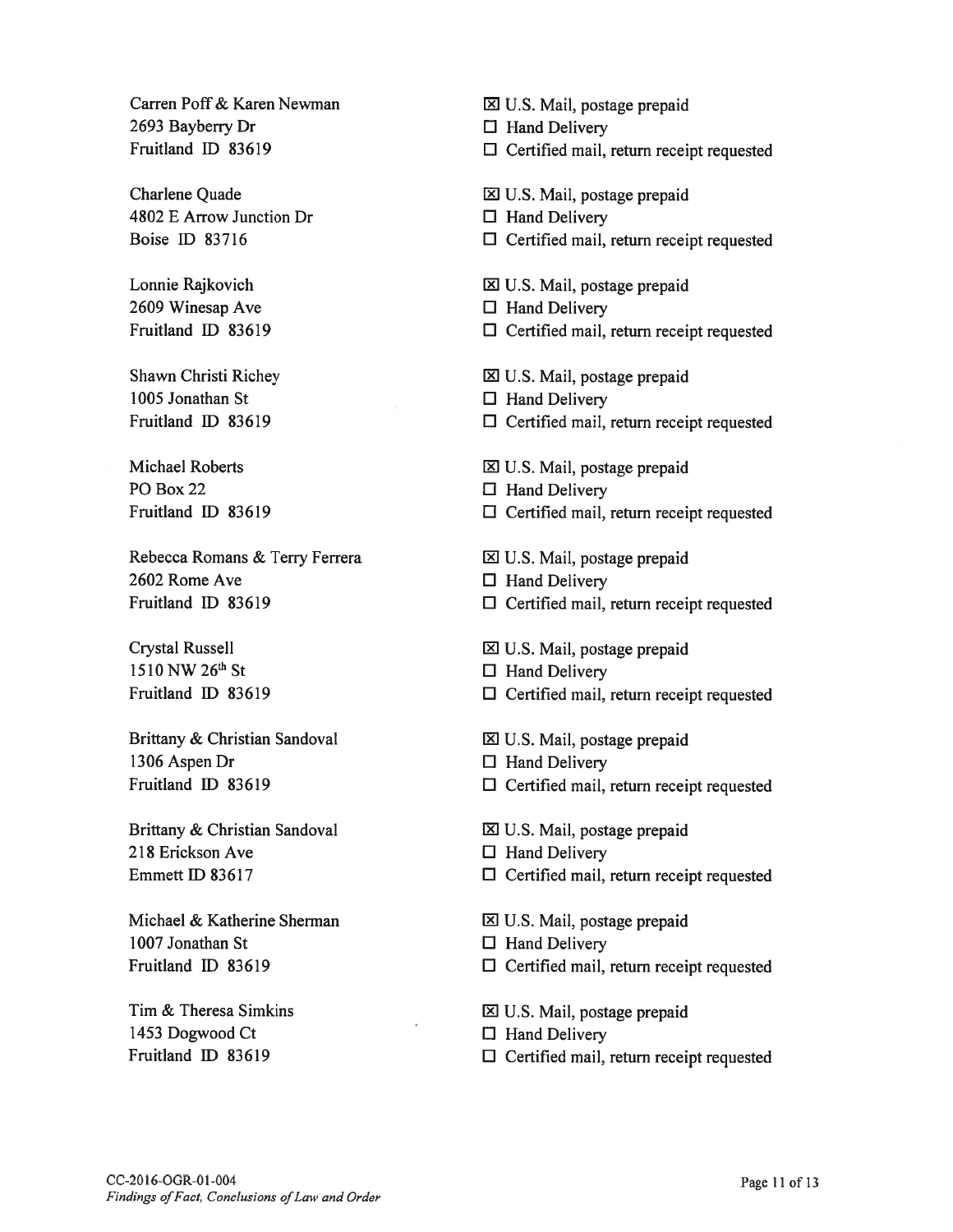Carren Poff & Karen Newman
2693 Bayberry Dr
Fruitland ID 83619

☒ U.S. Mail, postage prepaid
☐ Hand Delivery
☐ Certified mail, return receipt requested

Charlene Quade
4802 E Arrow Junction Dr
Boise ID 83716

☒ U.S. Mail, postage prepaid
☐ Hand Delivery
☐ Certified mail, return receipt requested

Lonnie Rajkovich
2609 Winesap Ave
Fruitland ID 83619

☒ U.S. Mail, postage prepaid
☐ Hand Delivery
☐ Certified mail, return receipt requested

Shawn Christi Richey
1005 Jonathan St
Fruitland ID 83619

☒ U.S. Mail, postage prepaid
☐ Hand Delivery
☐ Certified mail, return receipt requested

Michael Roberts
PO Box 22
Fruitland ID 83619

☒ U.S. Mail, postage prepaid
☐ Hand Delivery
☐ Certified mail, return receipt requested

Rebecca Romans & Terry Ferrera
2602 Rome Ave
Fruitland ID 83619

☒ U.S. Mail, postage prepaid
☐ Hand Delivery
☐ Certified mail, return receipt requested

Crystal Russell
1510 NW 26th St
Fruitland ID 83619

☒ U.S. Mail, postage prepaid
☐ Hand Delivery
☐ Certified mail, return receipt requested

Brittany & Christian Sandoval
1306 Aspen Dr
Fruitland ID 83619

☒ U.S. Mail, postage prepaid
☐ Hand Delivery
☐ Certified mail, return receipt requested

Brittany & Christian Sandoval
218 Erickson Ave
Emmett ID 83617

☒ U.S. Mail, postage prepaid
☐ Hand Delivery
☐ Certified mail, return receipt requested

Michael & Katherine Sherman
1007 Jonathan St
Fruitland ID 83619

☒ U.S. Mail, postage prepaid
☐ Hand Delivery
☐ Certified mail, return receipt requested

Tim & Theresa Simkins
1453 Dogwood Ct
Fruitland ID 83619

☒ U.S. Mail, postage prepaid
☐ Hand Delivery
☐ Certified mail, return receipt requested

CC-2016-OGR-01-004
*Findings of Fact, Conclusions of Law and Order*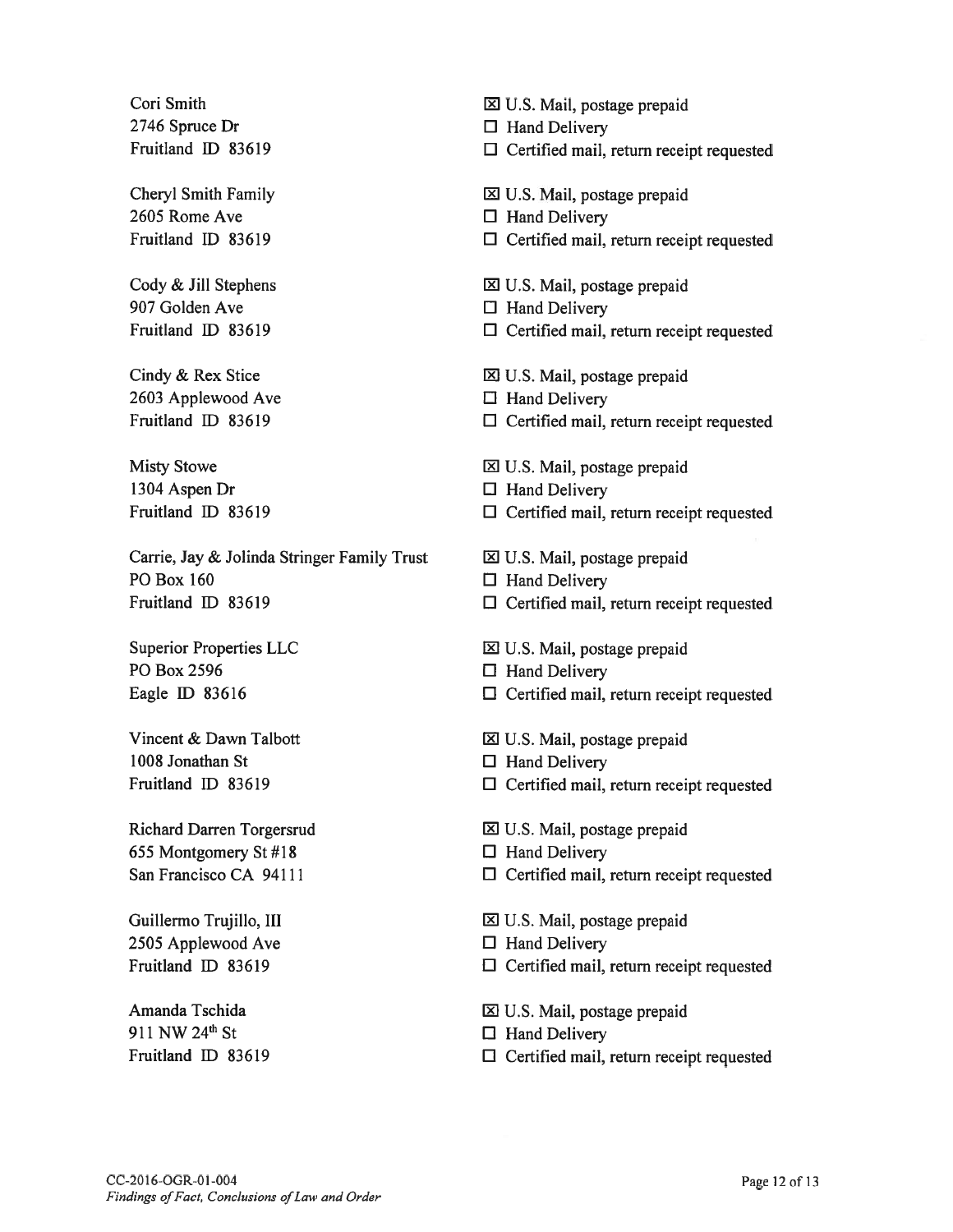Cori Smith
2746 Spruce Dr
Fruitland ID 83619

☒ U.S. Mail, postage prepaid
☐ Hand Delivery
☐ Certified mail, return receipt requested

Cheryl Smith Family
2605 Rome Ave
Fruitland ID 83619

☒ U.S. Mail, postage prepaid
☐ Hand Delivery
☐ Certified mail, return receipt requested

Cody & Jill Stephens
907 Golden Ave
Fruitland ID 83619

☒ U.S. Mail, postage prepaid
☐ Hand Delivery
☐ Certified mail, return receipt requested

Cindy & Rex Stice
2603 Applewood Ave
Fruitland ID 83619

☒ U.S. Mail, postage prepaid
☐ Hand Delivery
☐ Certified mail, return receipt requested

Misty Stowe
1304 Aspen Dr
Fruitland ID 83619

☒ U.S. Mail, postage prepaid
☐ Hand Delivery
☐ Certified mail, return receipt requested

Carrie, Jay & Jolinda Stringer Family Trust
PO Box 160
Fruitland ID 83619

☒ U.S. Mail, postage prepaid
☐ Hand Delivery
☐ Certified mail, return receipt requested

Superior Properties LLC
PO Box 2596
Eagle ID 83616

☒ U.S. Mail, postage prepaid
☐ Hand Delivery
☐ Certified mail, return receipt requested

Vincent & Dawn Talbott
1008 Jonathan St
Fruitland ID 83619

☒ U.S. Mail, postage prepaid
☐ Hand Delivery
☐ Certified mail, return receipt requested

Richard Darren Torgersrud
655 Montgomery St #18
San Francisco CA 94111

☒ U.S. Mail, postage prepaid
☐ Hand Delivery
☐ Certified mail, return receipt requested

Guillermo Trujillo, III
2505 Applewood Ave
Fruitland ID 83619

☒ U.S. Mail, postage prepaid
☐ Hand Delivery
☐ Certified mail, return receipt requested

Amanda Tschida
911 NW 24th St
Fruitland ID 83619

☒ U.S. Mail, postage prepaid
☐ Hand Delivery
☐ Certified mail, return receipt requested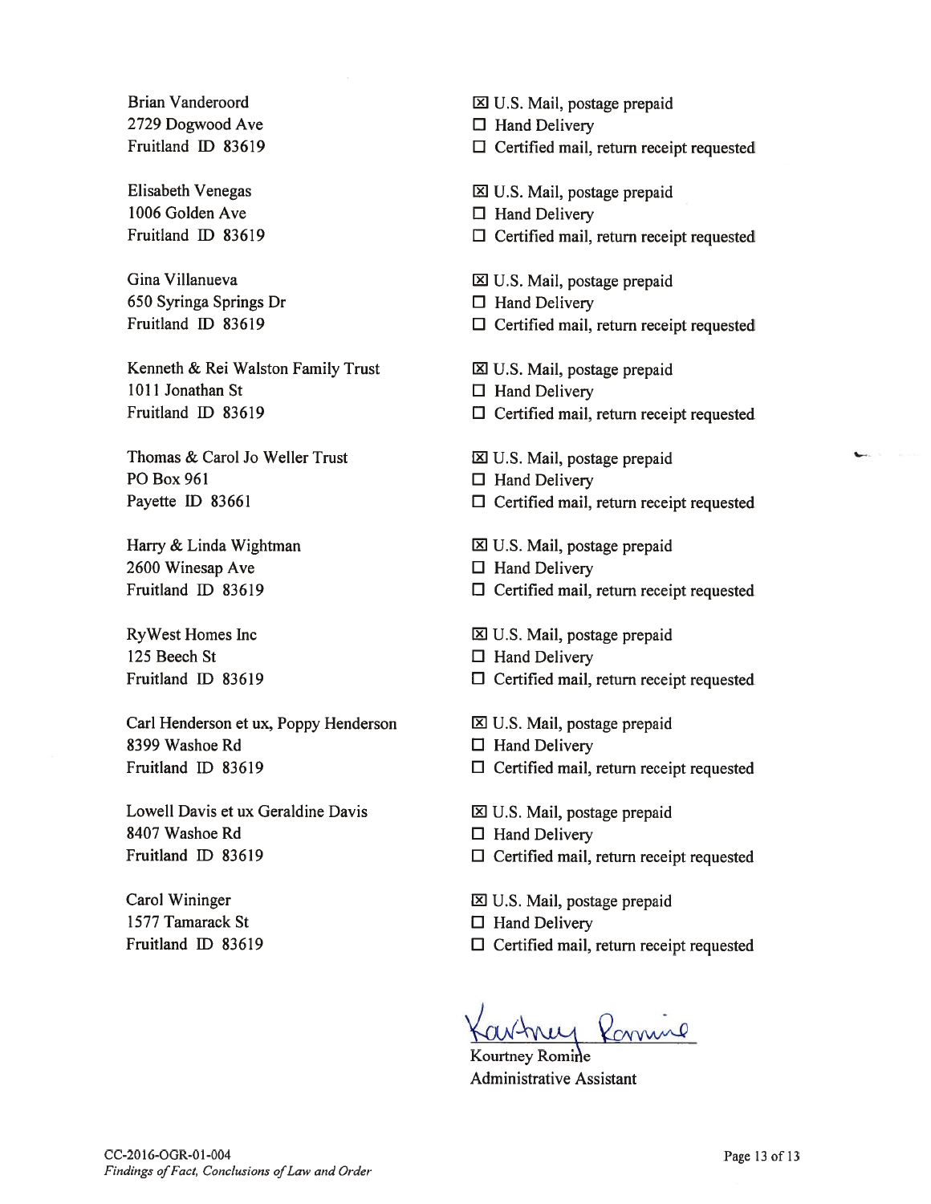Brian Vanderoord
2729 Dogwood Ave
Fruitland ID 83619

☒ U.S. Mail, postage prepaid
☐ Hand Delivery
☐ Certified mail, return receipt requested

Elisabeth Venegas
1006 Golden Ave
Fruitland ID 83619

☒ U.S. Mail, postage prepaid
☐ Hand Delivery
☐ Certified mail, return receipt requested

Gina Villanueva
650 Syringa Springs Dr
Fruitland ID 83619

☒ U.S. Mail, postage prepaid
☐ Hand Delivery
☐ Certified mail, return receipt requested

Kenneth & Rei Walston Family Trust
1011 Jonathan St
Fruitland ID 83619

☒ U.S. Mail, postage prepaid
☐ Hand Delivery
☐ Certified mail, return receipt requested

Thomas & Carol Jo Weller Trust
PO Box 961
Payette ID 83661

☒ U.S. Mail, postage prepaid
☐ Hand Delivery
☐ Certified mail, return receipt requested

Harry & Linda Wightman
2600 Winesap Ave
Fruitland ID 83619

☒ U.S. Mail, postage prepaid
☐ Hand Delivery
☐ Certified mail, return receipt requested

RyWest Homes Inc
125 Beech St
Fruitland ID 83619

☒ U.S. Mail, postage prepaid
☐ Hand Delivery
☐ Certified mail, return receipt requested

Carl Henderson et ux, Poppy Henderson
8399 Washoe Rd
Fruitland ID 83619

☒ U.S. Mail, postage prepaid
☐ Hand Delivery
☐ Certified mail, return receipt requested

Lowell Davis et ux Geraldine Davis
8407 Washoe Rd
Fruitland ID 83619

☒ U.S. Mail, postage prepaid
☐ Hand Delivery
☐ Certified mail, return receipt requested

Carol Wininger
1577 Tamarack St
Fruitland ID 83619

☒ U.S. Mail, postage prepaid
☐ Hand Delivery
☐ Certified mail, return receipt requested

Kourtney Romine
Kourtney Romine
Administrative Assistant